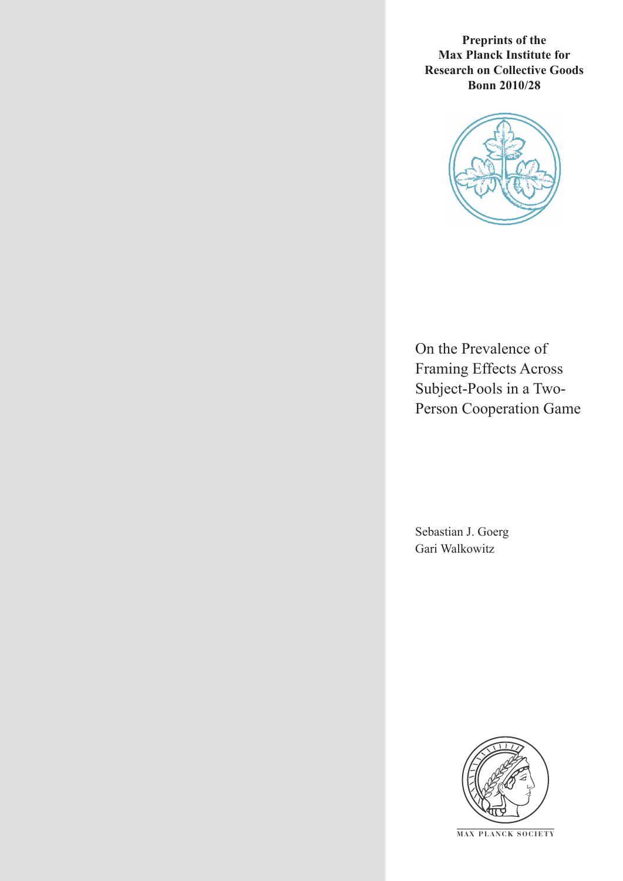**Preprints of the Max Planck Institute for Research on Collective Goods Bonn 2010/28**

# On the Prevalence of Framing Effects Across Subject-Pools in a Two-Person Cooperation Game

Sebastian J. Goerg
Gari Walkowitz

MAX PLANCK SOCIETY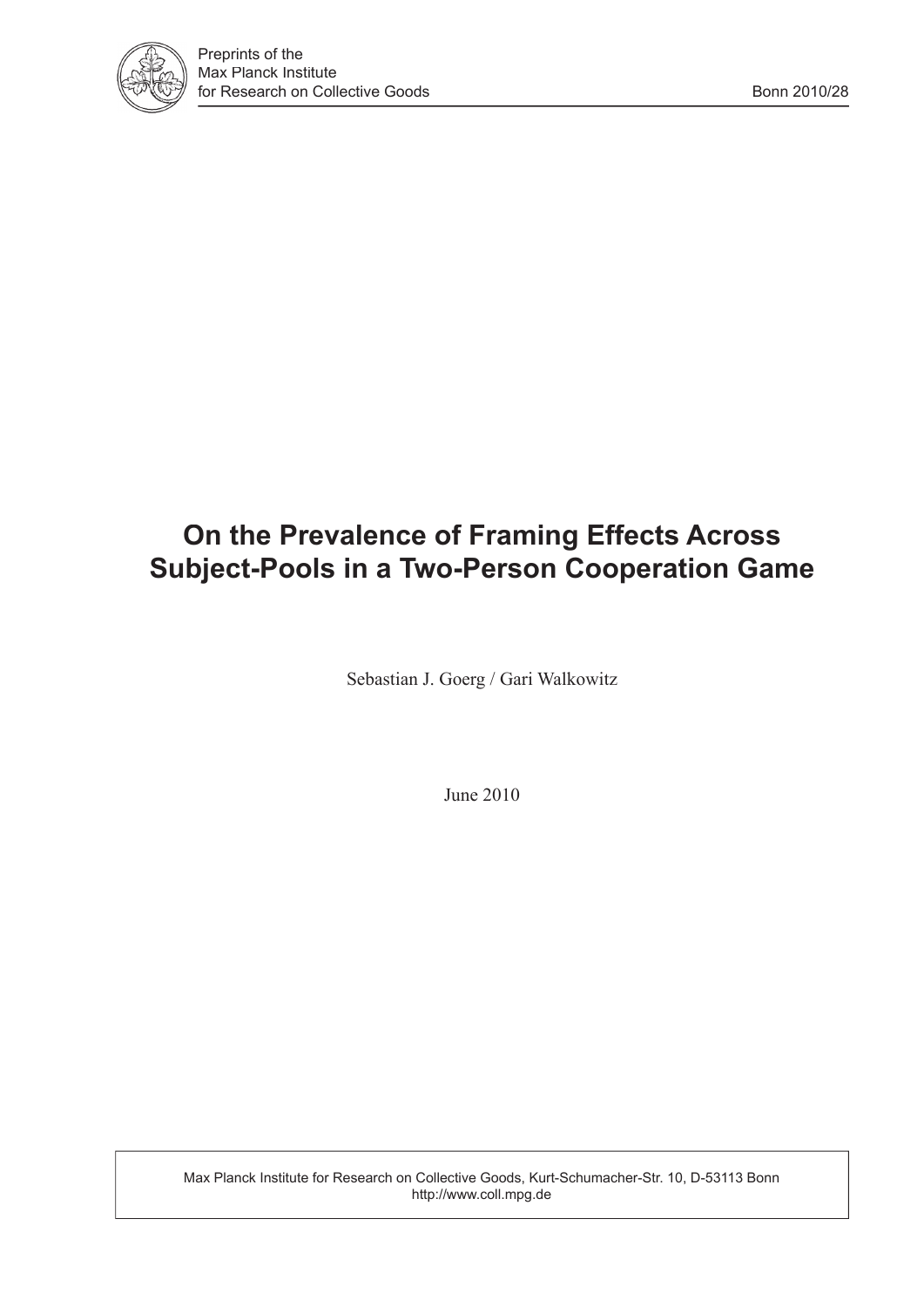Preprints of the
Max Planck Institute
for Research on Collective Goods

Bonn 2010/28

# On the Prevalence of Framing Effects Across Subject-Pools in a Two-Person Cooperation Game

Sebastian J. Goerg / Gari Walkowitz

June 2010

Max Planck Institute for Research on Collective Goods, Kurt-Schumacher-Str. 10, D-53113 Bonn
http://www.coll.mpg.de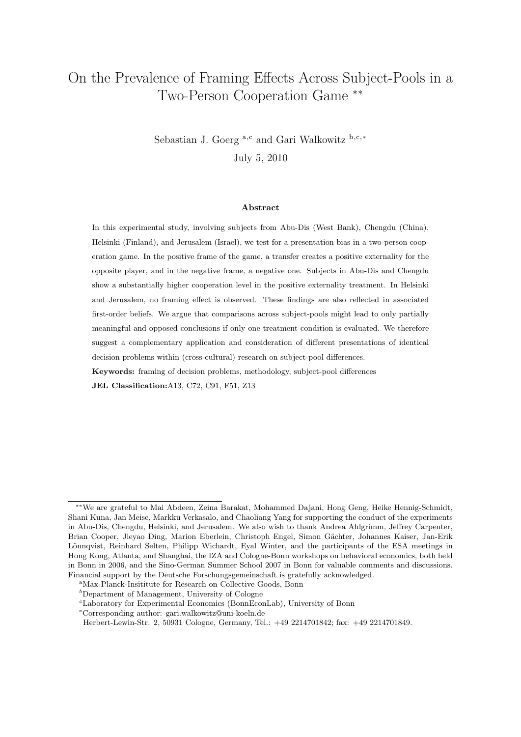# On the Prevalence of Framing Effects Across Subject-Pools in a Two-Person Cooperation Game **

Sebastian J. Goerg [a,c] and Gari Walkowitz [b,c,*]

July 5, 2010

### Abstract

In this experimental study, involving subjects from Abu-Dis (West Bank), Chengdu (China), Helsinki (Finland), and Jerusalem (Israel), we test for a presentation bias in a two-person cooperation game. In the positive frame of the game, a transfer creates a positive externality for the opposite player, and in the negative frame, a negative one. Subjects in Abu-Dis and Chengdu show a substantially higher cooperation level in the positive externality treatment. In Helsinki and Jerusalem, no framing effect is observed. These findings are also reflected in associated first-order beliefs. We argue that comparisons across subject-pools might lead to only partially meaningful and opposed conclusions if only one treatment condition is evaluated. We therefore suggest a complementary application and consideration of different presentations of identical decision problems within (cross-cultural) research on subject-pool differences.

**Keywords:** framing of decision problems, methodology, subject-pool differences

**JEL Classification:** A13, C72, C91, F51, Z13

---

**We are grateful to Mai Abdeen, Zeina Barakat, Mohammed Dajani, Hong Geng, Heike Hennig-Schmidt, Shani Kuna, Jan Meise, Markku Verkasalo, and Chaoliang Yang for supporting the conduct of the experiments in Abu-Dis, Chengdu, Helsinki, and Jerusalem. We also wish to thank Andrea Ahlgrimm, Jeffrey Carpenter, Brian Cooper, Jieyao Ding, Marion Eberlein, Christoph Engel, Simon Gächter, Johannes Kaiser, Jan-Erik Lönnqvist, Reinhard Selten, Philipp Wichardt, Eyal Winter, and the participants of the ESA meetings in Hong Kong, Atlanta, and Shanghai, the IZA and Cologne-Bonn workshops on behavioral economics, both held in Bonn in 2006, and the Sino-German Summer School 2007 in Bonn for valuable comments and discussions. Financial support by the Deutsche Forschungsgemeinschaft is gratefully acknowledged.

[a] Max-Planck-Insititute for Research on Collective Goods, Bonn

[b] Department of Management, University of Cologne

[c] Laboratory for Experimental Economics (BonnEconLab), University of Bonn

[*] Corresponding author: gari.walkowitz@uni-koeln.de

Herbert-Lewin-Str. 2, 50931 Cologne, Germany, Tel.: +49 2214701842; fax: +49 2214701849.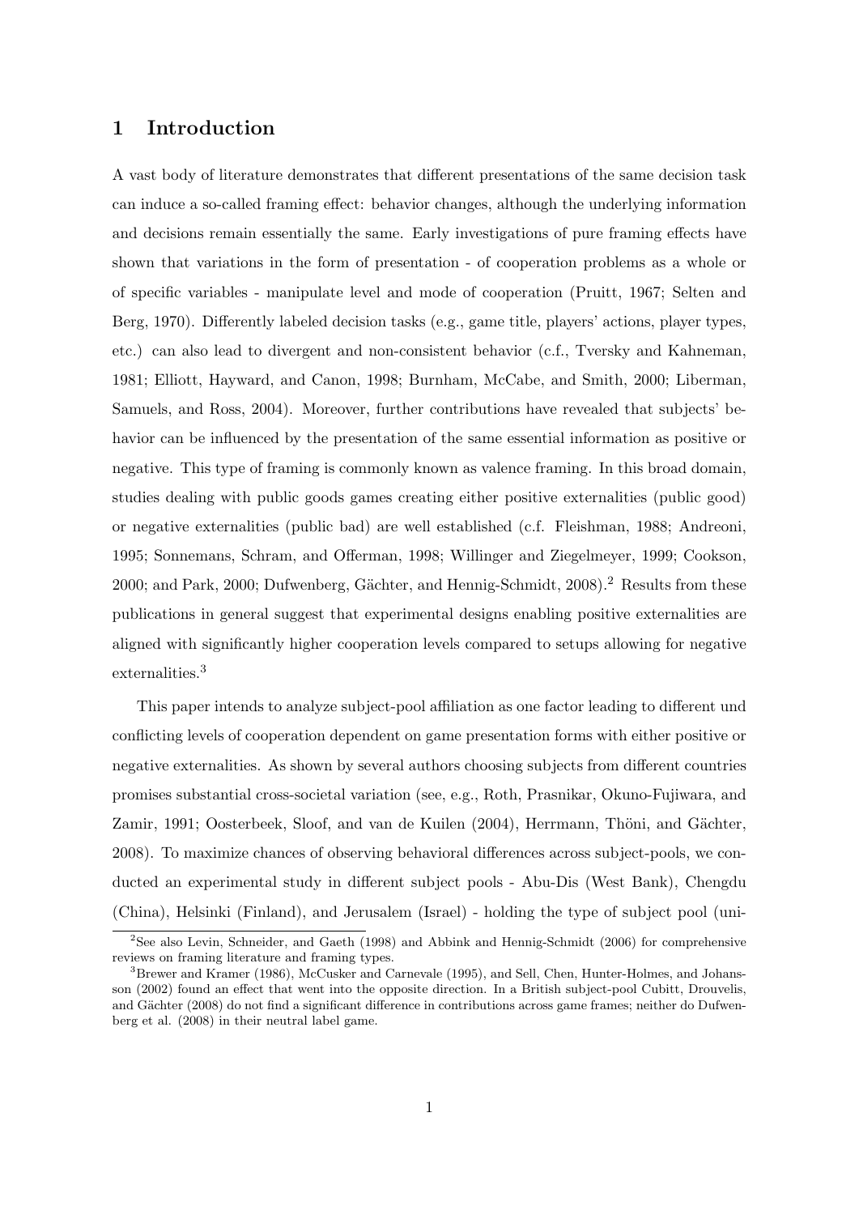# 1 Introduction

A vast body of literature demonstrates that different presentations of the same decision task can induce a so-called framing effect: behavior changes, although the underlying information and decisions remain essentially the same. Early investigations of pure framing effects have shown that variations in the form of presentation - of cooperation problems as a whole or of specific variables - manipulate level and mode of cooperation (Pruitt, 1967; Selten and Berg, 1970). Differently labeled decision tasks (e.g., game title, players' actions, player types, etc.) can also lead to divergent and non-consistent behavior (c.f., Tversky and Kahneman, 1981; Elliott, Hayward, and Canon, 1998; Burnham, McCabe, and Smith, 2000; Liberman, Samuels, and Ross, 2004). Moreover, further contributions have revealed that subjects' behavior can be influenced by the presentation of the same essential information as positive or negative. This type of framing is commonly known as valence framing. In this broad domain, studies dealing with public goods games creating either positive externalities (public good) or negative externalities (public bad) are well established (c.f. Fleishman, 1988; Andreoni, 1995; Sonnemans, Schram, and Offerman, 1998; Willinger and Ziegelmeyer, 1999; Cookson, 2000; and Park, 2000; Dufwenberg, Gächter, and Hennig-Schmidt, 2008).[2] Results from these publications in general suggest that experimental designs enabling positive externalities are aligned with significantly higher cooperation levels compared to setups allowing for negative externalities.[3]

This paper intends to analyze subject-pool affiliation as one factor leading to different und conflicting levels of cooperation dependent on game presentation forms with either positive or negative externalities. As shown by several authors choosing subjects from different countries promises substantial cross-societal variation (see, e.g., Roth, Prasnikar, Okuno-Fujiwara, and Zamir, 1991; Oosterbeek, Sloof, and van de Kuilen (2004), Herrmann, Thöni, and Gächter, 2008). To maximize chances of observing behavioral differences across subject-pools, we conducted an experimental study in different subject pools - Abu-Dis (West Bank), Chengdu (China), Helsinki (Finland), and Jerusalem (Israel) - holding the type of subject pool (uni-

[2] See also Levin, Schneider, and Gaeth (1998) and Abbink and Hennig-Schmidt (2006) for comprehensive reviews on framing literature and framing types.

[3] Brewer and Kramer (1986), McCusker and Carnevale (1995), and Sell, Chen, Hunter-Holmes, and Johansson (2002) found an effect that went into the opposite direction. In a British subject-pool Cubitt, Drouvelis, and Gächter (2008) do not find a significant difference in contributions across game frames; neither do Dufwenberg et al. (2008) in their neutral label game.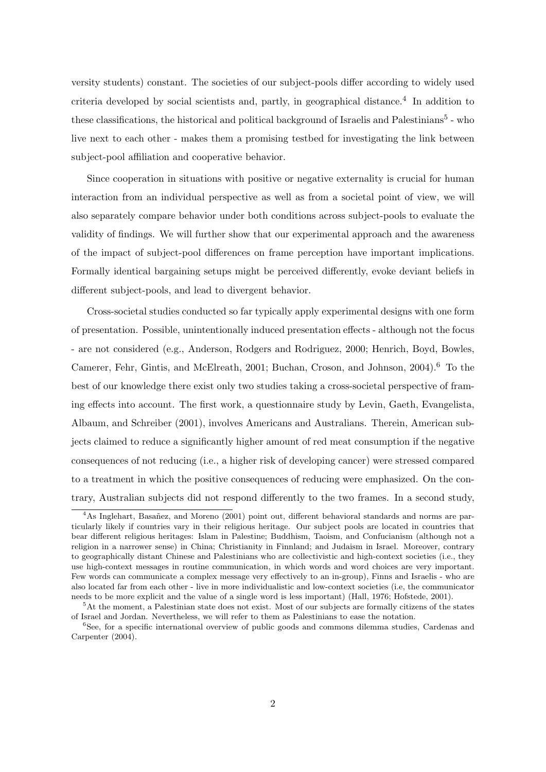versity students) constant. The societies of our subject-pools differ according to widely used criteria developed by social scientists and, partly, in geographical distance.[4] In addition to these classifications, the historical and political background of Israelis and Palestinians[5] - who live next to each other - makes them a promising testbed for investigating the link between subject-pool affiliation and cooperative behavior.

Since cooperation in situations with positive or negative externality is crucial for human interaction from an individual perspective as well as from a societal point of view, we will also separately compare behavior under both conditions across subject-pools to evaluate the validity of findings. We will further show that our experimental approach and the awareness of the impact of subject-pool differences on frame perception have important implications. Formally identical bargaining setups might be perceived differently, evoke deviant beliefs in different subject-pools, and lead to divergent behavior.

Cross-societal studies conducted so far typically apply experimental designs with one form of presentation. Possible, unintentionally induced presentation effects - although not the focus - are not considered (e.g., Anderson, Rodgers and Rodriguez, 2000; Henrich, Boyd, Bowles, Camerer, Fehr, Gintis, and McElreath, 2001; Buchan, Croson, and Johnson, 2004).[6] To the best of our knowledge there exist only two studies taking a cross-societal perspective of framing effects into account. The first work, a questionnaire study by Levin, Gaeth, Evangelista, Albaum, and Schreiber (2001), involves Americans and Australians. Therein, American subjects claimed to reduce a significantly higher amount of red meat consumption if the negative consequences of not reducing (i.e., a higher risk of developing cancer) were stressed compared to a treatment in which the positive consequences of reducing were emphasized. On the contrary, Australian subjects did not respond differently to the two frames. In a second study,

---

[4] As Inglehart, Basañez, and Moreno (2001) point out, different behavioral standards and norms are particularly likely if countries vary in their religious heritage. Our subject pools are located in countries that bear different religious heritages: Islam in Palestine; Buddhism, Taoism, and Confucianism (although not a religion in a narrower sense) in China; Christianity in Finnland; and Judaism in Israel. Moreover, contrary to geographically distant Chinese and Palestinians who are collectivistic and high-context societies (i.e., they use high-context messages in routine communication, in which words and word choices are very important. Few words can communicate a complex message very effectively to an in-group), Finns and Israelis - who are also located far from each other - live in more individualistic and low-context societies (i.e, the communicator needs to be more explicit and the value of a single word is less important) (Hall, 1976; Hofstede, 2001).

[5] At the moment, a Palestinian state does not exist. Most of our subjects are formally citizens of the states of Israel and Jordan. Nevertheless, we will refer to them as Palestinians to ease the notation.

[6] See, for a specific international overview of public goods and commons dilemma studies, Cardenas and Carpenter (2004).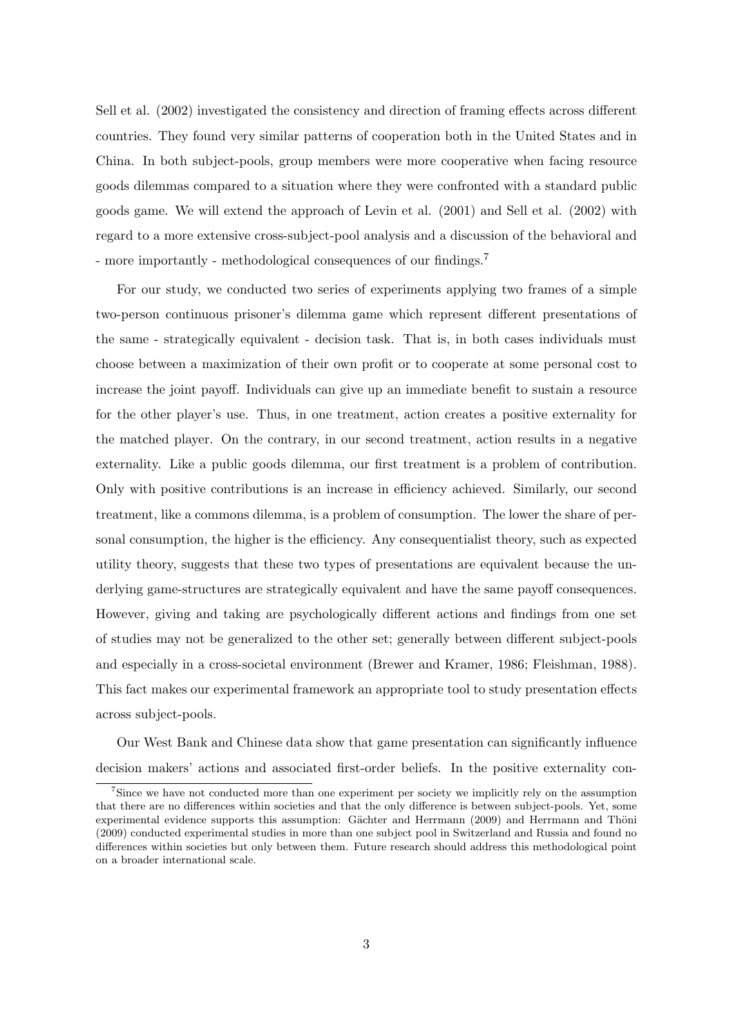Sell et al. (2002) investigated the consistency and direction of framing effects across different countries. They found very similar patterns of cooperation both in the United States and in China. In both subject-pools, group members were more cooperative when facing resource goods dilemmas compared to a situation where they were confronted with a standard public goods game. We will extend the approach of Levin et al. (2001) and Sell et al. (2002) with regard to a more extensive cross-subject-pool analysis and a discussion of the behavioral and - more importantly - methodological consequences of our findings.[7]

For our study, we conducted two series of experiments applying two frames of a simple two-person continuous prisoner's dilemma game which represent different presentations of the same - strategically equivalent - decision task. That is, in both cases individuals must choose between a maximization of their own profit or to cooperate at some personal cost to increase the joint payoff. Individuals can give up an immediate benefit to sustain a resource for the other player's use. Thus, in one treatment, action creates a positive externality for the matched player. On the contrary, in our second treatment, action results in a negative externality. Like a public goods dilemma, our first treatment is a problem of contribution. Only with positive contributions is an increase in efficiency achieved. Similarly, our second treatment, like a commons dilemma, is a problem of consumption. The lower the share of personal consumption, the higher is the efficiency. Any consequentialist theory, such as expected utility theory, suggests that these two types of presentations are equivalent because the underlying game-structures are strategically equivalent and have the same payoff consequences. However, giving and taking are psychologically different actions and findings from one set of studies may not be generalized to the other set; generally between different subject-pools and especially in a cross-societal environment (Brewer and Kramer, 1986; Fleishman, 1988). This fact makes our experimental framework an appropriate tool to study presentation effects across subject-pools.

Our West Bank and Chinese data show that game presentation can significantly influence decision makers' actions and associated first-order beliefs. In the positive externality con-

[7] Since we have not conducted more than one experiment per society we implicitly rely on the assumption that there are no differences within societies and that the only difference is between subject-pools. Yet, some experimental evidence supports this assumption: Gächter and Herrmann (2009) and Herrmann and Thöni (2009) conducted experimental studies in more than one subject pool in Switzerland and Russia and found no differences within societies but only between them. Future research should address this methodological point on a broader international scale.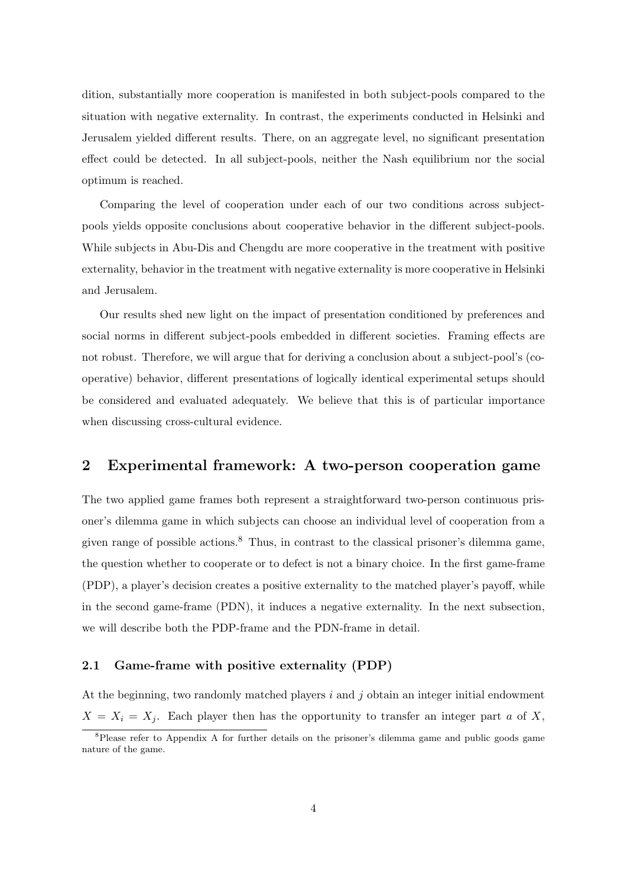dition, substantially more cooperation is manifested in both subject-pools compared to the situation with negative externality. In contrast, the experiments conducted in Helsinki and Jerusalem yielded different results. There, on an aggregate level, no significant presentation effect could be detected. In all subject-pools, neither the Nash equilibrium nor the social optimum is reached.

Comparing the level of cooperation under each of our two conditions across subject-pools yields opposite conclusions about cooperative behavior in the different subject-pools. While subjects in Abu-Dis and Chengdu are more cooperative in the treatment with positive externality, behavior in the treatment with negative externality is more cooperative in Helsinki and Jerusalem.

Our results shed new light on the impact of presentation conditioned by preferences and social norms in different subject-pools embedded in different societies. Framing effects are not robust. Therefore, we will argue that for deriving a conclusion about a subject-pool's (co-operative) behavior, different presentations of logically identical experimental setups should be considered and evaluated adequately. We believe that this is of particular importance when discussing cross-cultural evidence.

## 2 Experimental framework: A two-person cooperation game

The two applied game frames both represent a straightforward two-person continuous prisoner's dilemma game in which subjects can choose an individual level of cooperation from a given range of possible actions.[8] Thus, in contrast to the classical prisoner's dilemma game, the question whether to cooperate or to defect is not a binary choice. In the first game-frame (PDP), a player's decision creates a positive externality to the matched player's payoff, while in the second game-frame (PDN), it induces a negative externality. In the next subsection, we will describe both the PDP-frame and the PDN-frame in detail.

### 2.1 Game-frame with positive externality (PDP)

At the beginning, two randomly matched players $i$ and $j$ obtain an integer initial endowment $X = X_i = X_j$. Each player then has the opportunity to transfer an integer part $a$ of $X$,

[8] Please refer to Appendix A for further details on the prisoner's dilemma game and public goods game nature of the game.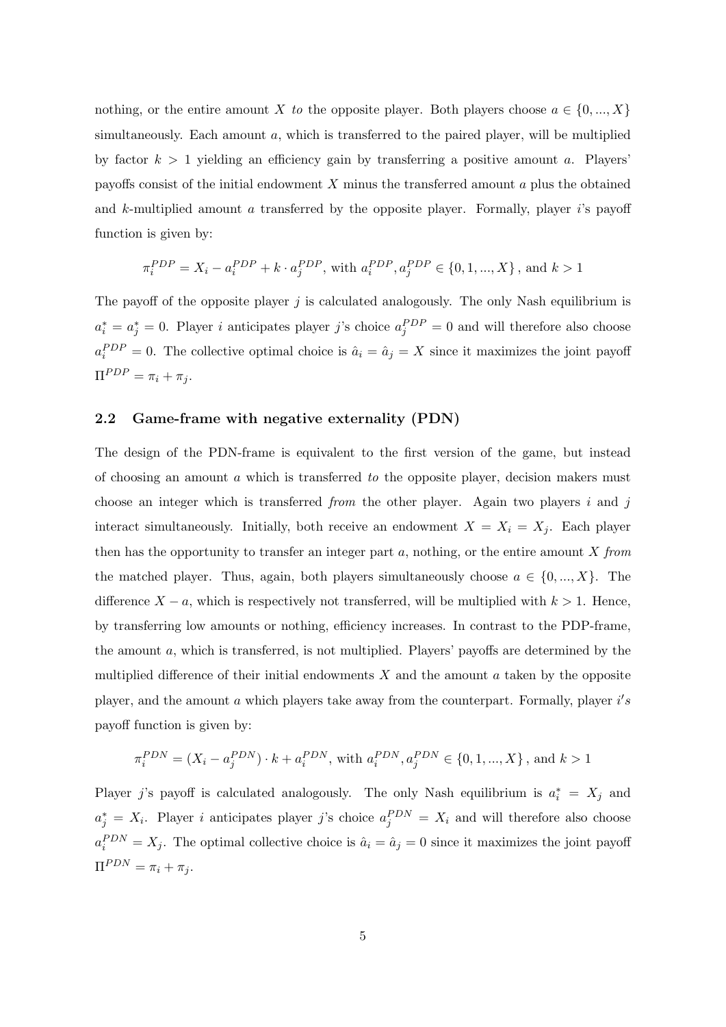nothing, or the entire amount $X$ *to* the opposite player. Both players choose $a \in \{0, ..., X\}$ simultaneously. Each amount $a$, which is transferred to the paired player, will be multiplied by factor $k > 1$ yielding an efficiency gain by transferring a positive amount $a$. Players' payoffs consist of the initial endowment $X$ minus the transferred amount $a$ plus the obtained and $k$-multiplied amount $a$ transferred by the opposite player. Formally, player $i$'s payoff function is given by:

$$\pi_i^{PDP} = X_i - a_i^{PDP} + k \cdot a_j^{PDP}, \text{ with } a_i^{PDP}, a_j^{PDP} \in \{0, 1, ..., X\}, \text{ and } k > 1$$

The payoff of the opposite player $j$ is calculated analogously. The only Nash equilibrium is $a_i^* = a_j^* = 0$. Player $i$ anticipates player $j$'s choice $a_j^{PDP} = 0$ and will therefore also choose $a_i^{PDP} = 0$. The collective optimal choice is $\hat{a}_i = \hat{a}_j = X$ since it maximizes the joint payoff $\Pi^{PDP} = \pi_i + \pi_j$.

### 2.2 Game-frame with negative externality (PDN)

The design of the PDN-frame is equivalent to the first version of the game, but instead of choosing an amount $a$ which is transferred *to* the opposite player, decision makers must choose an integer which is transferred *from* the other player. Again two players $i$ and $j$ interact simultaneously. Initially, both receive an endowment $X = X_i = X_j$. Each player then has the opportunity to transfer an integer part $a$, nothing, or the entire amount $X$ *from* the matched player. Thus, again, both players simultaneously choose $a \in \{0, ..., X\}$. The difference $X - a$, which is respectively not transferred, will be multiplied with $k > 1$. Hence, by transferring low amounts or nothing, efficiency increases. In contrast to the PDP-frame, the amount $a$, which is transferred, is not multiplied. Players' payoffs are determined by the multiplied difference of their initial endowments $X$ and the amount $a$ taken by the opposite player, and the amount $a$ which players take away from the counterpart. Formally, player $i's$ payoff function is given by:

$$\pi_i^{PDN} = (X_i - a_j^{PDN}) \cdot k + a_i^{PDN}, \text{ with } a_i^{PDN}, a_j^{PDN} \in \{0, 1, ..., X\}, \text{ and } k > 1$$

Player $j$'s payoff is calculated analogously. The only Nash equilibrium is $a_i^* = X_j$ and $a_j^* = X_i$. Player $i$ anticipates player $j$'s choice $a_j^{PDN} = X_i$ and will therefore also choose $a_i^{PDN} = X_j$. The optimal collective choice is $\hat{a}_i = \hat{a}_j = 0$ since it maximizes the joint payoff $\Pi^{PDN} = \pi_i + \pi_j$.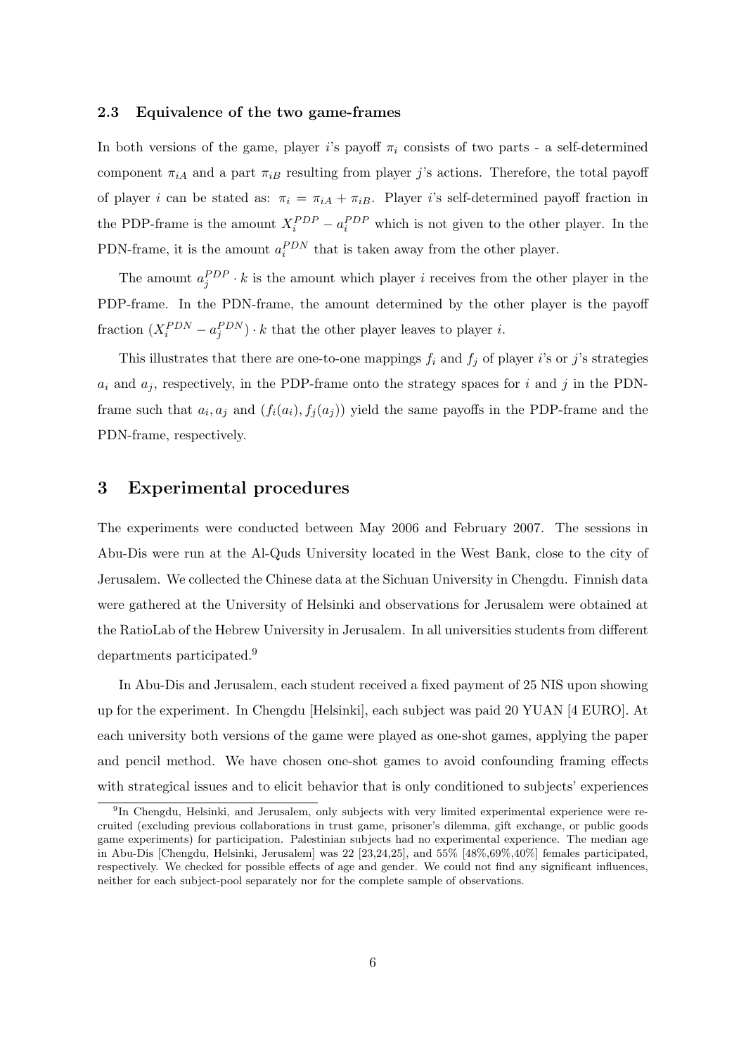### 2.3 Equivalence of the two game-frames

In both versions of the game, player $i$'s payoff $\pi_i$ consists of two parts - a self-determined component $\pi_{iA}$ and a part $\pi_{iB}$ resulting from player $j$'s actions. Therefore, the total payoff of player $i$ can be stated as: $\pi_i = \pi_{iA} + \pi_{iB}$. Player $i$'s self-determined payoff fraction in the PDP-frame is the amount $X_i^{PDP} - a_i^{PDP}$ which is not given to the other player. In the PDN-frame, it is the amount $a_i^{PDN}$ that is taken away from the other player.

The amount $a_j^{PDP} \cdot k$ is the amount which player $i$ receives from the other player in the PDP-frame. In the PDN-frame, the amount determined by the other player is the payoff fraction $(X_i^{PDN} - a_j^{PDN}) \cdot k$ that the other player leaves to player $i$.

This illustrates that there are one-to-one mappings $f_i$ and $f_j$ of player $i$'s or $j$'s strategies $a_i$ and $a_j$, respectively, in the PDP-frame onto the strategy spaces for $i$ and $j$ in the PDN-frame such that $a_i, a_j$ and $(f_i(a_i), f_j(a_j))$ yield the same payoffs in the PDP-frame and the PDN-frame, respectively.

## 3 Experimental procedures

The experiments were conducted between May 2006 and February 2007. The sessions in Abu-Dis were run at the Al-Quds University located in the West Bank, close to the city of Jerusalem. We collected the Chinese data at the Sichuan University in Chengdu. Finnish data were gathered at the University of Helsinki and observations for Jerusalem were obtained at the RatioLab of the Hebrew University in Jerusalem. In all universities students from different departments participated.[9]

In Abu-Dis and Jerusalem, each student received a fixed payment of 25 NIS upon showing up for the experiment. In Chengdu [Helsinki], each subject was paid 20 YUAN [4 EURO]. At each university both versions of the game were played as one-shot games, applying the paper and pencil method. We have chosen one-shot games to avoid confounding framing effects with strategical issues and to elicit behavior that is only conditioned to subjects' experiences

[9] In Chengdu, Helsinki, and Jerusalem, only subjects with very limited experimental experience were recruited (excluding previous collaborations in trust game, prisoner's dilemma, gift exchange, or public goods game experiments) for participation. Palestinian subjects had no experimental experience. The median age in Abu-Dis [Chengdu, Helsinki, Jerusalem] was 22 [23,24,25], and 55% [48%,69%,40%] females participated, respectively. We checked for possible effects of age and gender. We could not find any significant influences, neither for each subject-pool separately nor for the complete sample of observations.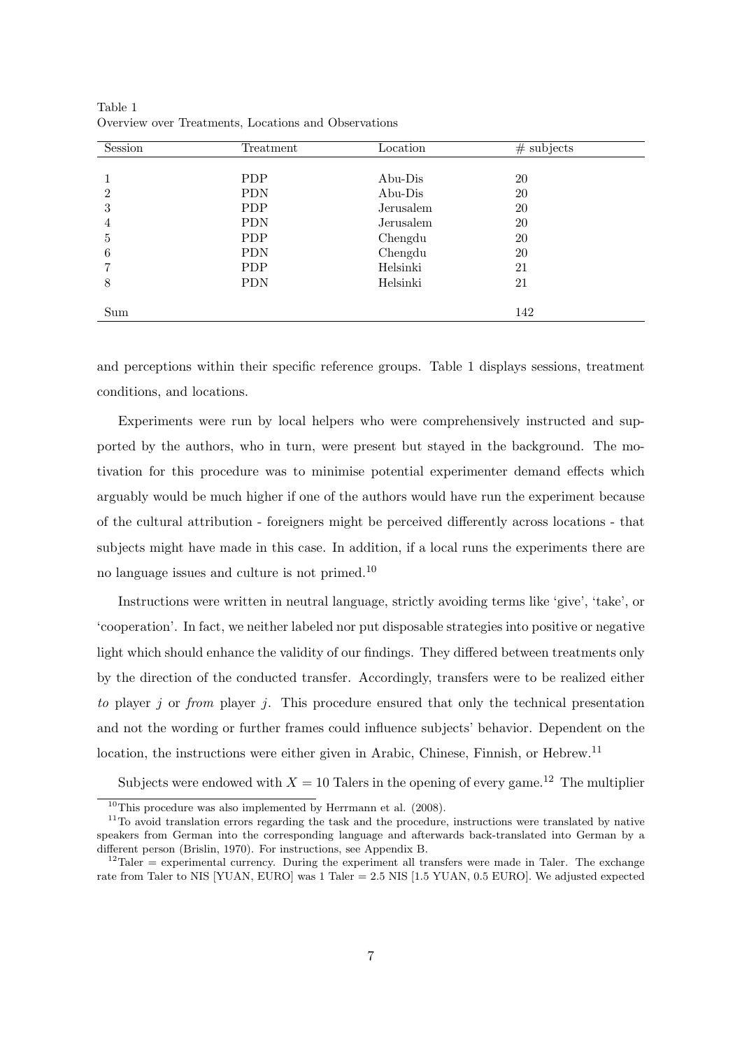Table 1
Overview over Treatments, Locations and Observations

| Session | Treatment | Location | # subjects |
|---|---|---|---|
| 1 | PDP | Abu-Dis | 20 |
| 2 | PDN | Abu-Dis | 20 |
| 3 | PDP | Jerusalem | 20 |
| 4 | PDN | Jerusalem | 20 |
| 5 | PDP | Chengdu | 20 |
| 6 | PDN | Chengdu | 20 |
| 7 | PDP | Helsinki | 21 |
| 8 | PDN | Helsinki | 21 |
| Sum | | | 142 |

and perceptions within their specific reference groups. Table 1 displays sessions, treatment conditions, and locations.

Experiments were run by local helpers who were comprehensively instructed and supported by the authors, who in turn, were present but stayed in the background. The motivation for this procedure was to minimise potential experimenter demand effects which arguably would be much higher if one of the authors would have run the experiment because of the cultural attribution - foreigners might be perceived differently across locations - that subjects might have made in this case. In addition, if a local runs the experiments there are no language issues and culture is not primed.[10]

Instructions were written in neutral language, strictly avoiding terms like 'give', 'take', or 'cooperation'. In fact, we neither labeled nor put disposable strategies into positive or negative light which should enhance the validity of our findings. They differed between treatments only by the direction of the conducted transfer. Accordingly, transfers were to be realized either *to* player $j$ or *from* player $j$. This procedure ensured that only the technical presentation and not the wording or further frames could influence subjects' behavior. Dependent on the location, the instructions were either given in Arabic, Chinese, Finnish, or Hebrew.[11]

Subjects were endowed with $X = 10$ Talers in the opening of every game.[12] The multiplier

[10] This procedure was also implemented by Herrmann et al. (2008).

[11] To avoid translation errors regarding the task and the procedure, instructions were translated by native speakers from German into the corresponding language and afterwards back-translated into German by a different person (Brislin, 1970). For instructions, see Appendix B.

[12] Taler = experimental currency. During the experiment all transfers were made in Taler. The exchange rate from Taler to NIS [YUAN, EURO] was 1 Taler = 2.5 NIS [1.5 YUAN, 0.5 EURO]. We adjusted expected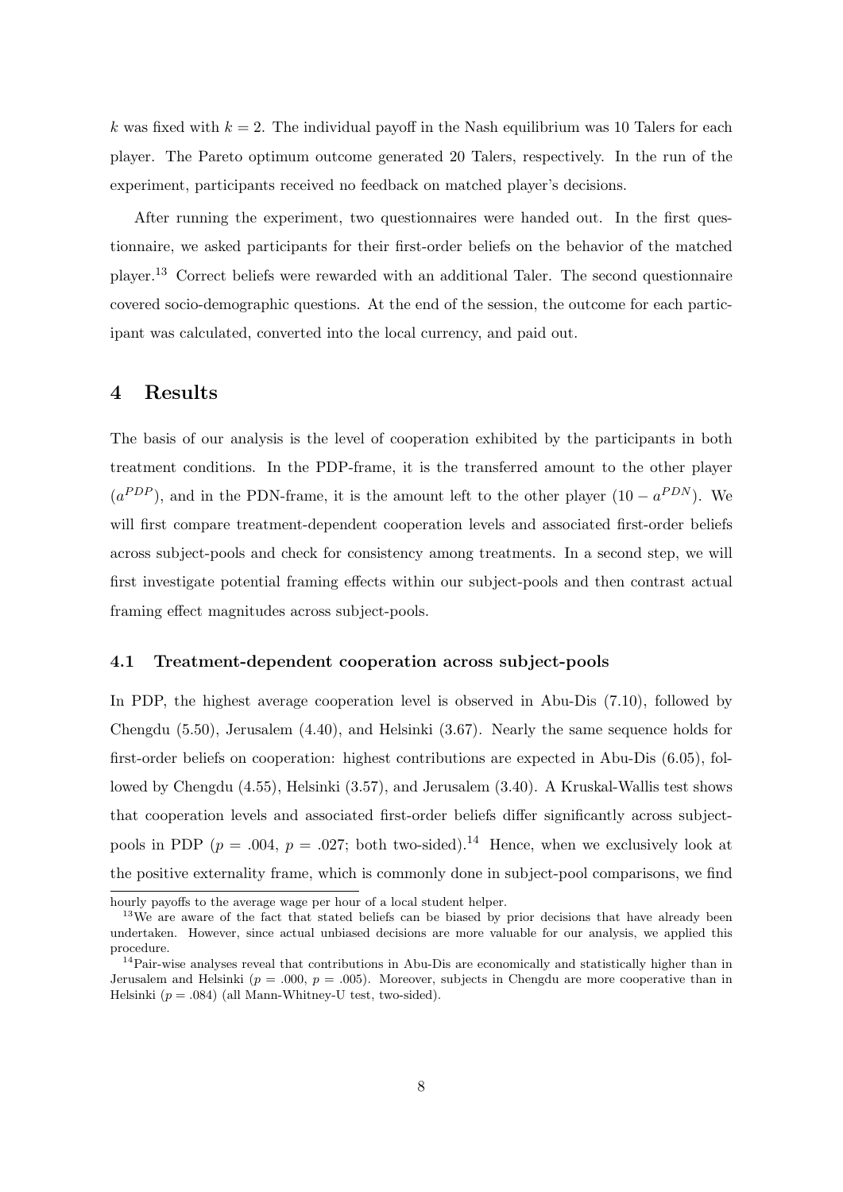$k$ was fixed with $k = 2$. The individual payoff in the Nash equilibrium was 10 Talers for each player. The Pareto optimum outcome generated 20 Talers, respectively. In the run of the experiment, participants received no feedback on matched player's decisions.

After running the experiment, two questionnaires were handed out. In the first questionnaire, we asked participants for their first-order beliefs on the behavior of the matched player.[13] Correct beliefs were rewarded with an additional Taler. The second questionnaire covered socio-demographic questions. At the end of the session, the outcome for each participant was calculated, converted into the local currency, and paid out.

# 4 Results

The basis of our analysis is the level of cooperation exhibited by the participants in both treatment conditions. In the PDP-frame, it is the transferred amount to the other player ($a^{PDP}$), and in the PDN-frame, it is the amount left to the other player ($10 - a^{PDN}$). We will first compare treatment-dependent cooperation levels and associated first-order beliefs across subject-pools and check for consistency among treatments. In a second step, we will first investigate potential framing effects within our subject-pools and then contrast actual framing effect magnitudes across subject-pools.

## 4.1 Treatment-dependent cooperation across subject-pools

In PDP, the highest average cooperation level is observed in Abu-Dis (7.10), followed by Chengdu (5.50), Jerusalem (4.40), and Helsinki (3.67). Nearly the same sequence holds for first-order beliefs on cooperation: highest contributions are expected in Abu-Dis (6.05), followed by Chengdu (4.55), Helsinki (3.57), and Jerusalem (3.40). A Kruskal-Wallis test shows that cooperation levels and associated first-order beliefs differ significantly across subject-pools in PDP ($p = .004$, $p = .027$; both two-sided).[14] Hence, when we exclusively look at the positive externality frame, which is commonly done in subject-pool comparisons, we find

hourly payoffs to the average wage per hour of a local student helper.

[13] We are aware of the fact that stated beliefs can be biased by prior decisions that have already been undertaken. However, since actual unbiased decisions are more valuable for our analysis, we applied this procedure.

[14] Pair-wise analyses reveal that contributions in Abu-Dis are economically and statistically higher than in Jerusalem and Helsinki ($p = .000$, $p = .005$). Moreover, subjects in Chengdu are more cooperative than in Helsinki ($p = .084$) (all Mann-Whitney-U test, two-sided).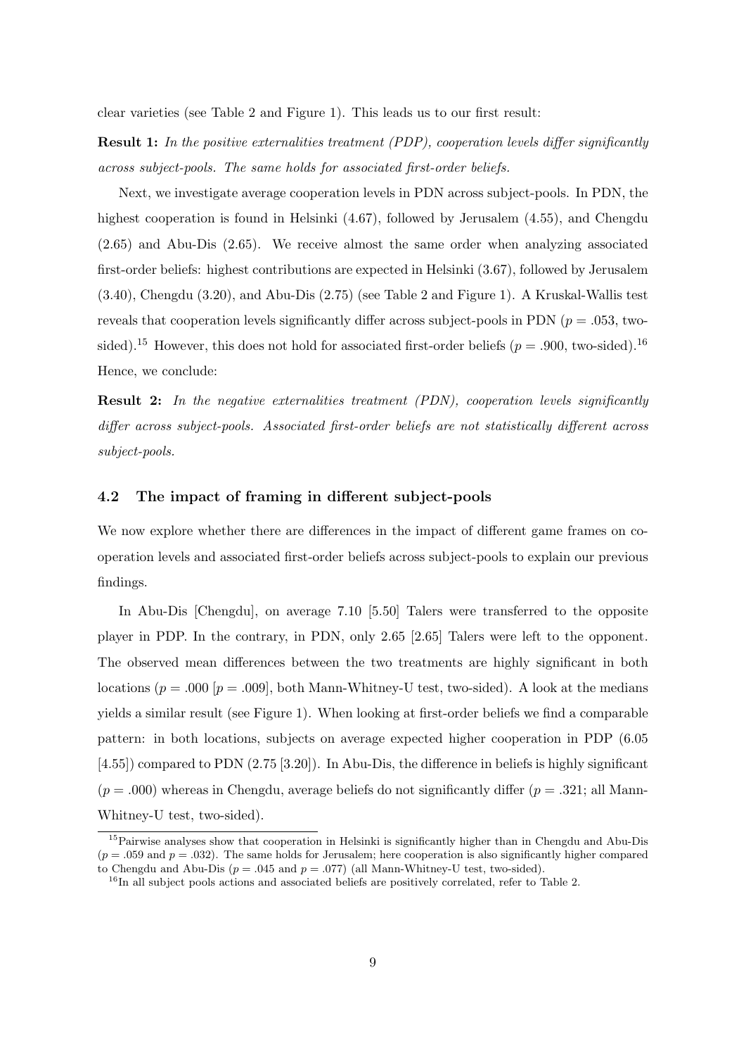clear varieties (see Table 2 and Figure 1). This leads us to our first result:

**Result 1:** *In the positive externalities treatment (PDP), cooperation levels differ significantly across subject-pools. The same holds for associated first-order beliefs.*

Next, we investigate average cooperation levels in PDN across subject-pools. In PDN, the highest cooperation is found in Helsinki (4.67), followed by Jerusalem (4.55), and Chengdu (2.65) and Abu-Dis (2.65). We receive almost the same order when analyzing associated first-order beliefs: highest contributions are expected in Helsinki (3.67), followed by Jerusalem (3.40), Chengdu (3.20), and Abu-Dis (2.75) (see Table 2 and Figure 1). A Kruskal-Wallis test reveals that cooperation levels significantly differ across subject-pools in PDN ($p = .053$, two-sided).[15] However, this does not hold for associated first-order beliefs ($p = .900$, two-sided).[16] Hence, we conclude:

**Result 2:** *In the negative externalities treatment (PDN), cooperation levels significantly differ across subject-pools. Associated first-order beliefs are not statistically different across subject-pools.*

### 4.2 The impact of framing in different subject-pools

We now explore whether there are differences in the impact of different game frames on cooperation levels and associated first-order beliefs across subject-pools to explain our previous findings.

In Abu-Dis [Chengdu], on average 7.10 [5.50] Talers were transferred to the opposite player in PDP. In the contrary, in PDN, only 2.65 [2.65] Talers were left to the opponent. The observed mean differences between the two treatments are highly significant in both locations ($p = .000$ [$p = .009$], both Mann-Whitney-U test, two-sided). A look at the medians yields a similar result (see Figure 1). When looking at first-order beliefs we find a comparable pattern: in both locations, subjects on average expected higher cooperation in PDP (6.05 [4.55]) compared to PDN (2.75 [3.20]). In Abu-Dis, the difference in beliefs is highly significant ($p = .000$) whereas in Chengdu, average beliefs do not significantly differ ($p = .321$; all Mann-Whitney-U test, two-sided).

[15] Pairwise analyses show that cooperation in Helsinki is significantly higher than in Chengdu and Abu-Dis ($p = .059$ and $p = .032$). The same holds for Jerusalem; here cooperation is also significantly higher compared to Chengdu and Abu-Dis ($p = .045$ and $p = .077$) (all Mann-Whitney-U test, two-sided).

[16] In all subject pools actions and associated beliefs are positively correlated, refer to Table 2.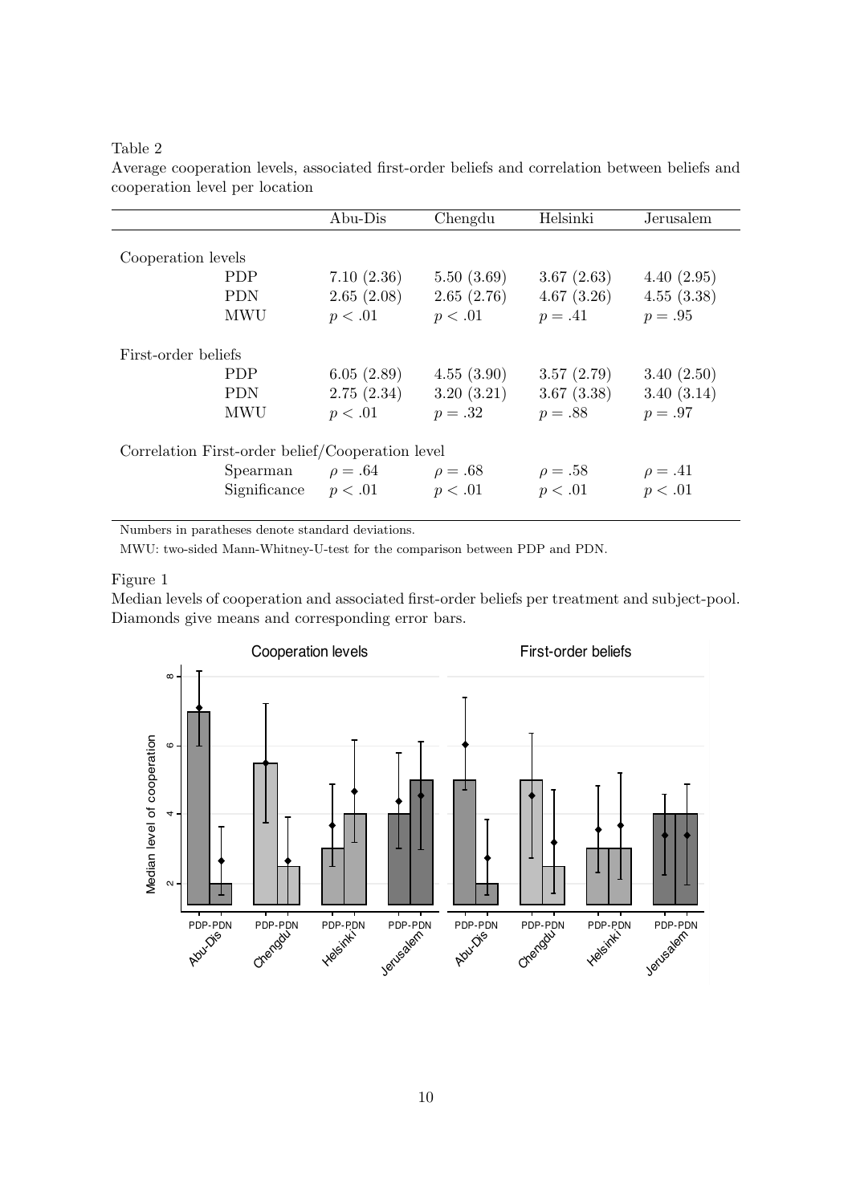Table 2

Average cooperation levels, associated first-order beliefs and correlation between beliefs and cooperation level per location

| | | Abu-Dis | Chengdu | Helsinki | Jerusalem |
|---|---|---|---|---|---|
| Cooperation levels | | | | | |
| | PDP | 7.10 (2.36) | 5.50 (3.69) | 3.67 (2.63) | 4.40 (2.95) |
| | PDN | 2.65 (2.08) | 2.65 (2.76) | 4.67 (3.26) | 4.55 (3.38) |
| | MWU | $p < .01$ | $p < .01$ | $p = .41$ | $p = .95$ |
| First-order beliefs | | | | | |
| | PDP | 6.05 (2.89) | 4.55 (3.90) | 3.57 (2.79) | 3.40 (2.50) |
| | PDN | 2.75 (2.34) | 3.20 (3.21) | 3.67 (3.38) | 3.40 (3.14) |
| | MWU | $p < .01$ | $p = .32$ | $p = .88$ | $p = .97$ |
| Correlation First-order belief/Cooperation level | | | | | |
| | Spearman | $\rho = .64$ | $\rho = .68$ | $\rho = .58$ | $\rho = .41$ |
| | Significance | $p < .01$ | $p < .01$ | $p < .01$ | $p < .01$ |

Numbers in paratheses denote standard deviations.

MWU: two-sided Mann-Whitney-U-test for the comparison between PDP and PDN.

Figure 1

Median levels of cooperation and associated first-order beliefs per treatment and subject-pool. Diamonds give means and corresponding error bars.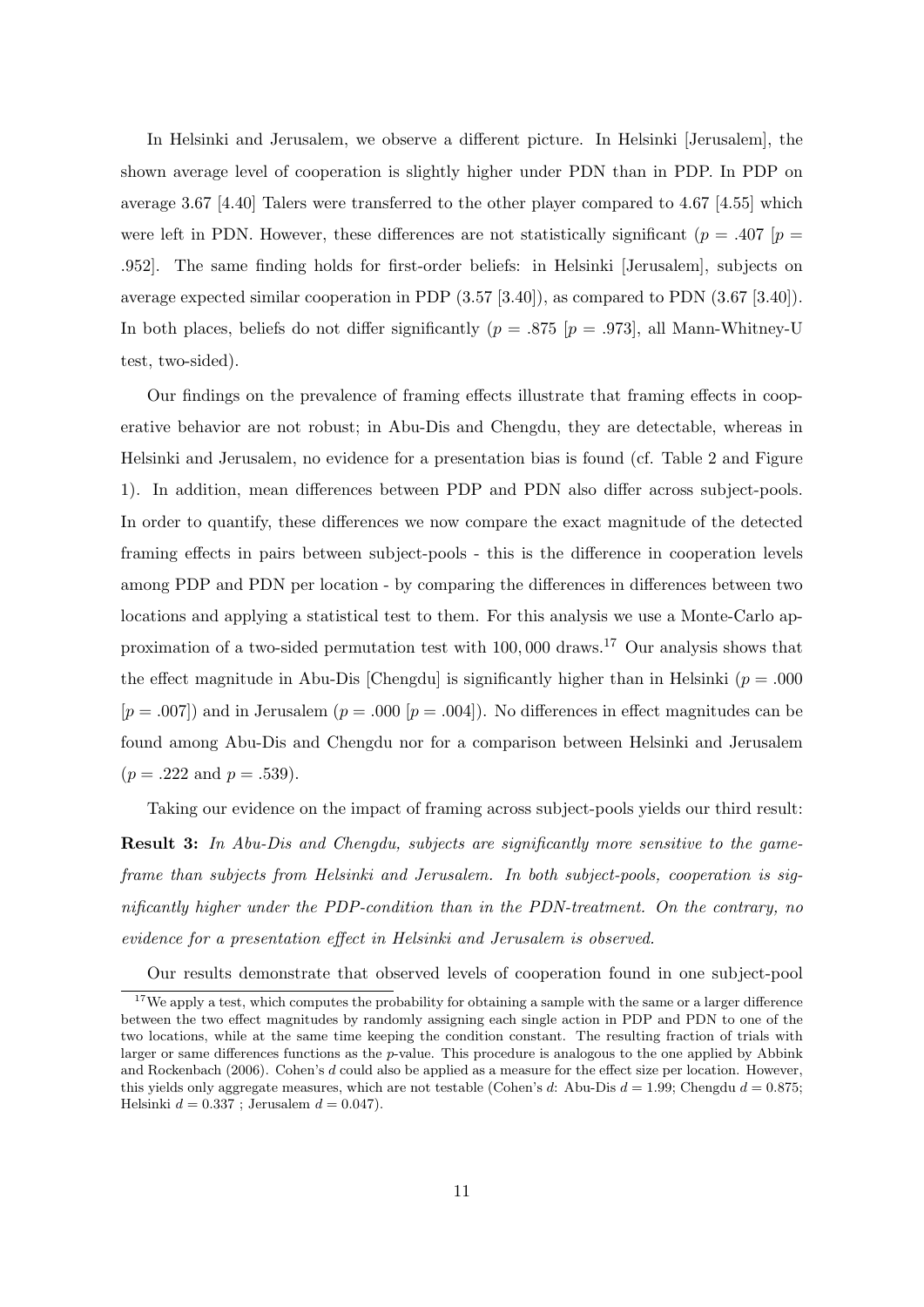In Helsinki and Jerusalem, we observe a different picture. In Helsinki [Jerusalem], the shown average level of cooperation is slightly higher under PDN than in PDP. In PDP on average 3.67 [4.40] Talers were transferred to the other player compared to 4.67 [4.55] which were left in PDN. However, these differences are not statistically significant ($p = .407$ [$p = .952$]. The same finding holds for first-order beliefs: in Helsinki [Jerusalem], subjects on average expected similar cooperation in PDP (3.57 [3.40]), as compared to PDN (3.67 [3.40]). In both places, beliefs do not differ significantly ($p = .875$ [$p = .973$], all Mann-Whitney-U test, two-sided).

Our findings on the prevalence of framing effects illustrate that framing effects in cooperative behavior are not robust; in Abu-Dis and Chengdu, they are detectable, whereas in Helsinki and Jerusalem, no evidence for a presentation bias is found (cf. Table 2 and Figure 1). In addition, mean differences between PDP and PDN also differ across subject-pools. In order to quantify, these differences we now compare the exact magnitude of the detected framing effects in pairs between subject-pools - this is the difference in cooperation levels among PDP and PDN per location - by comparing the differences in differences between two locations and applying a statistical test to them. For this analysis we use a Monte-Carlo approximation of a two-sided permutation test with 100,000 draws.[17] Our analysis shows that the effect magnitude in Abu-Dis [Chengdu] is significantly higher than in Helsinki ($p = .000$ [$p = .007$]) and in Jerusalem ($p = .000$ [$p = .004$]). No differences in effect magnitudes can be found among Abu-Dis and Chengdu nor for a comparison between Helsinki and Jerusalem ($p = .222$ and $p = .539$).

Taking our evidence on the impact of framing across subject-pools yields our third result:

**Result 3:** *In Abu-Dis and Chengdu, subjects are significantly more sensitive to the game-frame than subjects from Helsinki and Jerusalem. In both subject-pools, cooperation is significantly higher under the PDP-condition than in the PDN-treatment. On the contrary, no evidence for a presentation effect in Helsinki and Jerusalem is observed.*

Our results demonstrate that observed levels of cooperation found in one subject-pool

[17] We apply a test, which computes the probability for obtaining a sample with the same or a larger difference between the two effect magnitudes by randomly assigning each single action in PDP and PDN to one of the two locations, while at the same time keeping the condition constant. The resulting fraction of trials with larger or same differences functions as the $p$-value. This procedure is analogous to the one applied by Abbink and Rockenbach (2006). Cohen's $d$ could also be applied as a measure for the effect size per location. However, this yields only aggregate measures, which are not testable (Cohen's $d$: Abu-Dis $d = 1.99$; Chengdu $d = 0.875$; Helsinki $d = 0.337$ ; Jerusalem $d = 0.047$).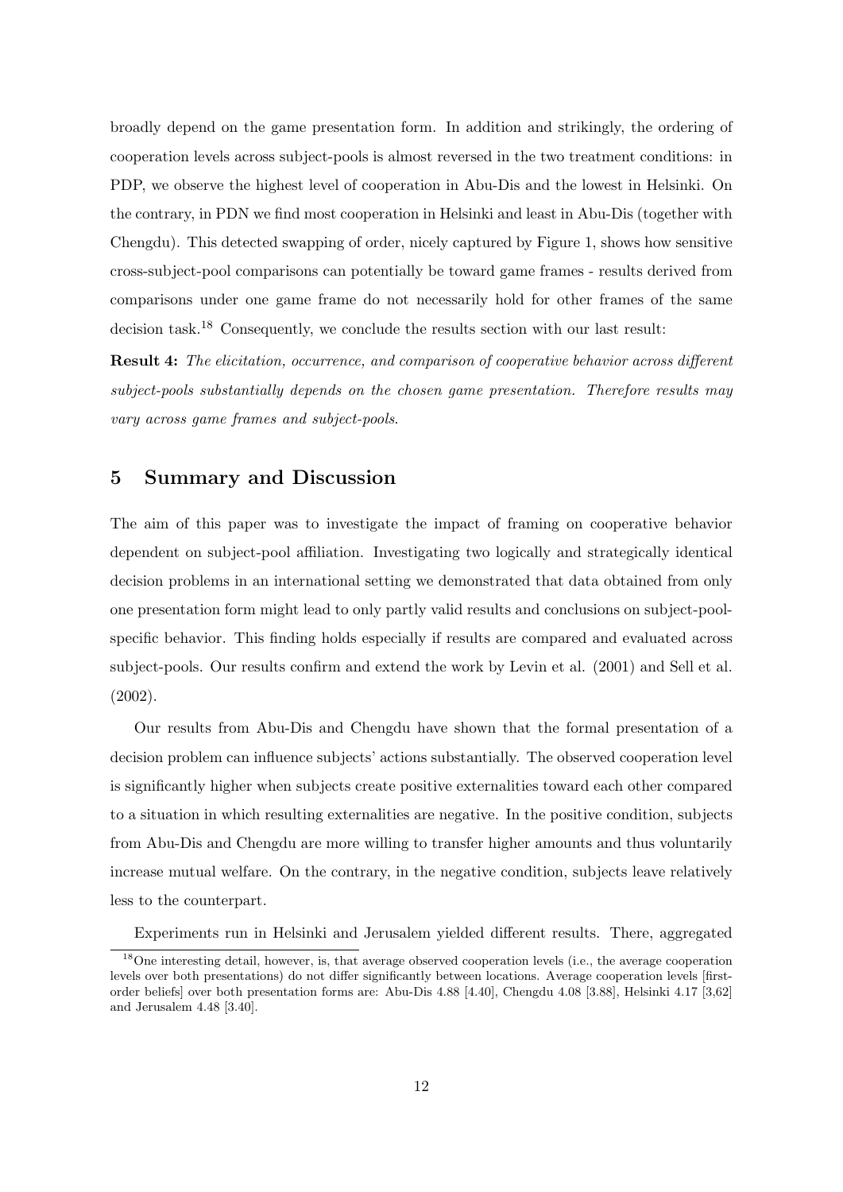broadly depend on the game presentation form. In addition and strikingly, the ordering of cooperation levels across subject-pools is almost reversed in the two treatment conditions: in PDP, we observe the highest level of cooperation in Abu-Dis and the lowest in Helsinki. On the contrary, in PDN we find most cooperation in Helsinki and least in Abu-Dis (together with Chengdu). This detected swapping of order, nicely captured by Figure 1, shows how sensitive cross-subject-pool comparisons can potentially be toward game frames - results derived from comparisons under one game frame do not necessarily hold for other frames of the same decision task.[18] Consequently, we conclude the results section with our last result:

**Result 4:** *The elicitation, occurrence, and comparison of cooperative behavior across different subject-pools substantially depends on the chosen game presentation. Therefore results may vary across game frames and subject-pools.*

## 5 Summary and Discussion

The aim of this paper was to investigate the impact of framing on cooperative behavior dependent on subject-pool affiliation. Investigating two logically and strategically identical decision problems in an international setting we demonstrated that data obtained from only one presentation form might lead to only partly valid results and conclusions on subject-pool-specific behavior. This finding holds especially if results are compared and evaluated across subject-pools. Our results confirm and extend the work by Levin et al. (2001) and Sell et al. (2002).

Our results from Abu-Dis and Chengdu have shown that the formal presentation of a decision problem can influence subjects' actions substantially. The observed cooperation level is significantly higher when subjects create positive externalities toward each other compared to a situation in which resulting externalities are negative. In the positive condition, subjects from Abu-Dis and Chengdu are more willing to transfer higher amounts and thus voluntarily increase mutual welfare. On the contrary, in the negative condition, subjects leave relatively less to the counterpart.

Experiments run in Helsinki and Jerusalem yielded different results. There, aggregated

[18] One interesting detail, however, is, that average observed cooperation levels (i.e., the average cooperation levels over both presentations) do not differ significantly between locations. Average cooperation levels [first-order beliefs] over both presentation forms are: Abu-Dis 4.88 [4.40], Chengdu 4.08 [3.88], Helsinki 4.17 [3,62] and Jerusalem 4.48 [3.40].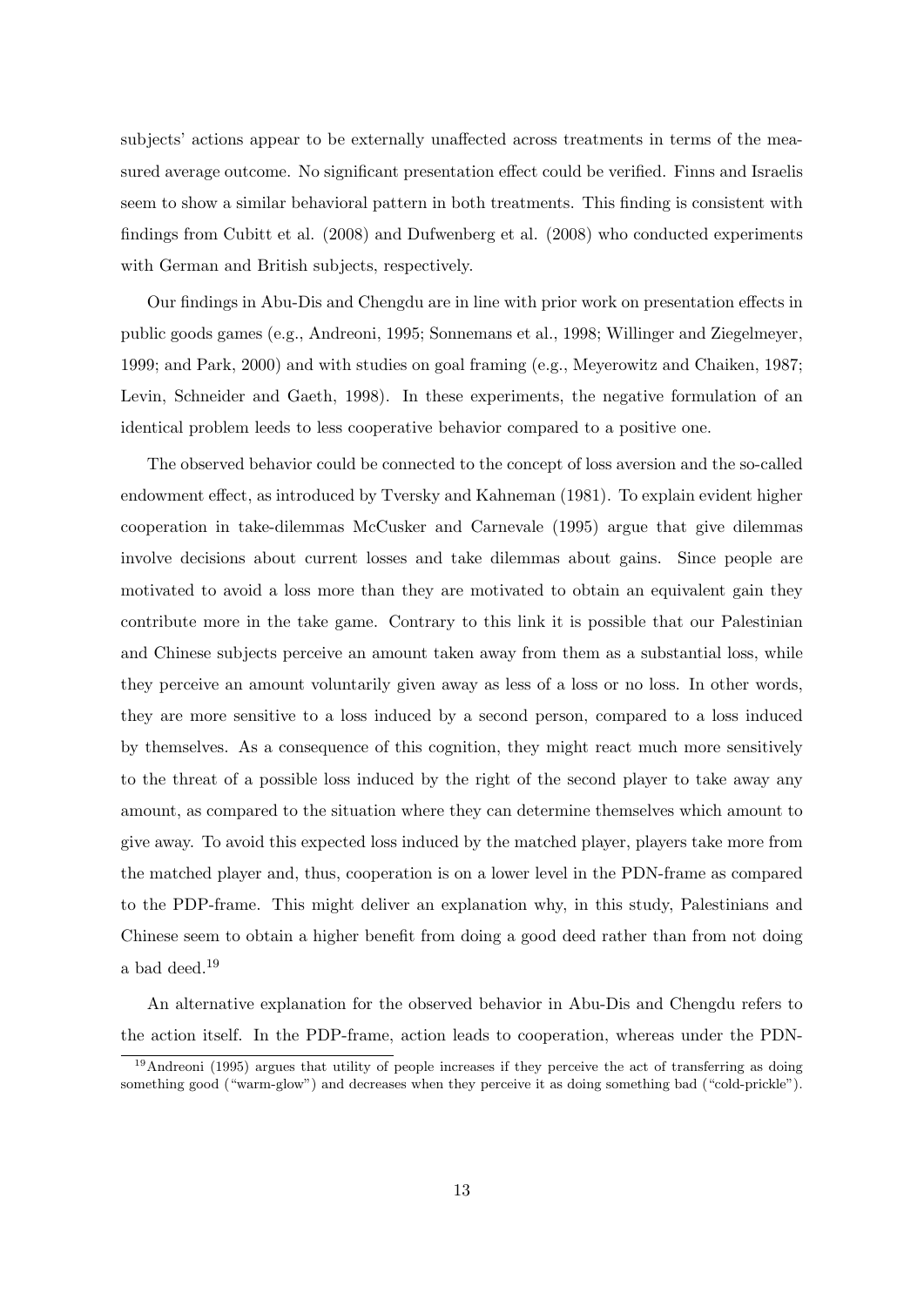subjects' actions appear to be externally unaffected across treatments in terms of the measured average outcome. No significant presentation effect could be verified. Finns and Israelis seem to show a similar behavioral pattern in both treatments. This finding is consistent with findings from Cubitt et al. (2008) and Dufwenberg et al. (2008) who conducted experiments with German and British subjects, respectively.

Our findings in Abu-Dis and Chengdu are in line with prior work on presentation effects in public goods games (e.g., Andreoni, 1995; Sonnemans et al., 1998; Willinger and Ziegelmeyer, 1999; and Park, 2000) and with studies on goal framing (e.g., Meyerowitz and Chaiken, 1987; Levin, Schneider and Gaeth, 1998). In these experiments, the negative formulation of an identical problem leeds to less cooperative behavior compared to a positive one.

The observed behavior could be connected to the concept of loss aversion and the so-called endowment effect, as introduced by Tversky and Kahneman (1981). To explain evident higher cooperation in take-dilemmas McCusker and Carnevale (1995) argue that give dilemmas involve decisions about current losses and take dilemmas about gains. Since people are motivated to avoid a loss more than they are motivated to obtain an equivalent gain they contribute more in the take game. Contrary to this link it is possible that our Palestinian and Chinese subjects perceive an amount taken away from them as a substantial loss, while they perceive an amount voluntarily given away as less of a loss or no loss. In other words, they are more sensitive to a loss induced by a second person, compared to a loss induced by themselves. As a consequence of this cognition, they might react much more sensitively to the threat of a possible loss induced by the right of the second player to take away any amount, as compared to the situation where they can determine themselves which amount to give away. To avoid this expected loss induced by the matched player, players take more from the matched player and, thus, cooperation is on a lower level in the PDN-frame as compared to the PDP-frame. This might deliver an explanation why, in this study, Palestinians and Chinese seem to obtain a higher benefit from doing a good deed rather than from not doing a bad deed.[19]

An alternative explanation for the observed behavior in Abu-Dis and Chengdu refers to the action itself. In the PDP-frame, action leads to cooperation, whereas under the PDN-

[19] Andreoni (1995) argues that utility of people increases if they perceive the act of transferring as doing something good ("warm-glow") and decreases when they perceive it as doing something bad ("cold-prickle").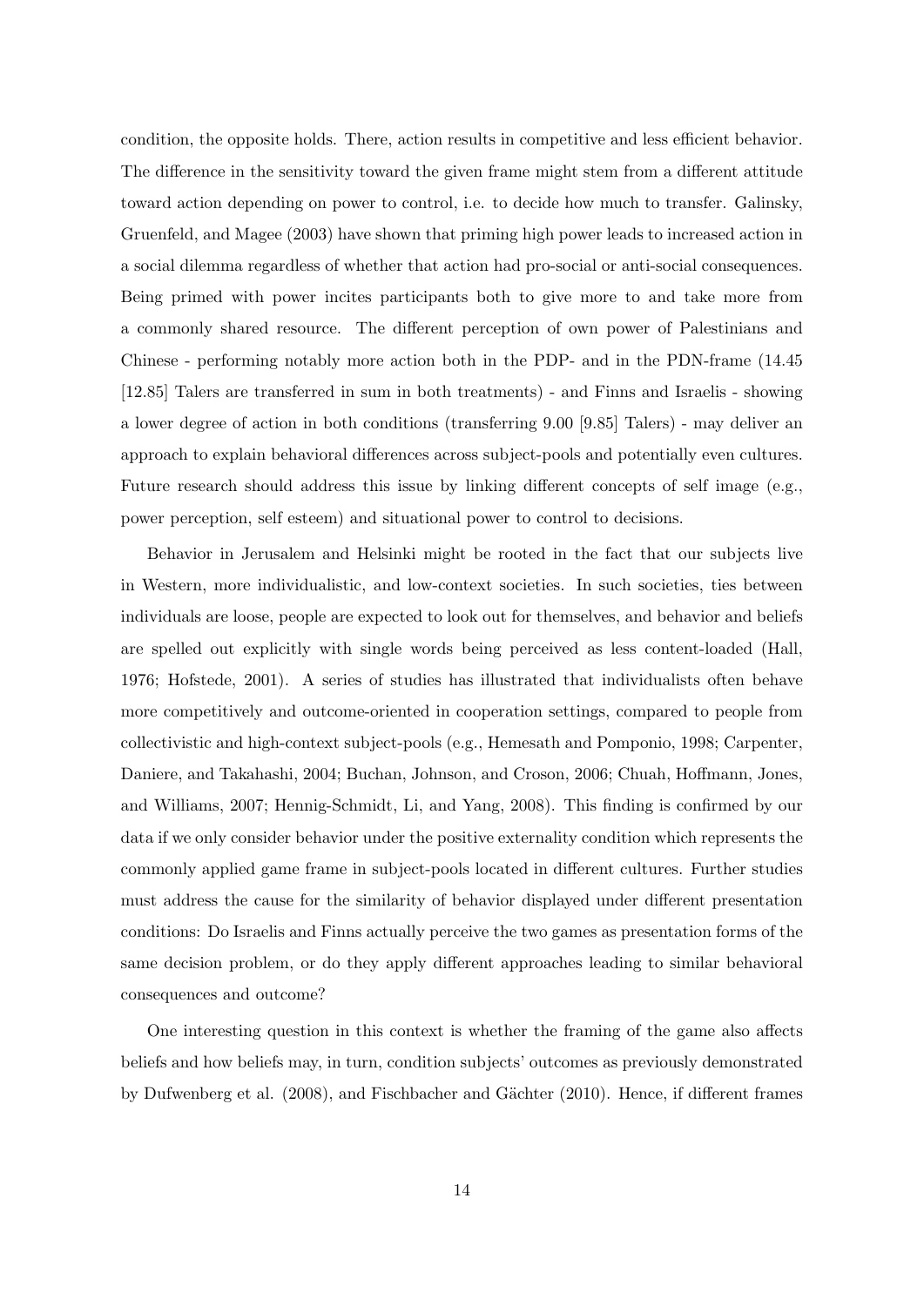condition, the opposite holds. There, action results in competitive and less efficient behavior. The difference in the sensitivity toward the given frame might stem from a different attitude toward action depending on power to control, i.e. to decide how much to transfer. Galinsky, Gruenfeld, and Magee (2003) have shown that priming high power leads to increased action in a social dilemma regardless of whether that action had pro-social or anti-social consequences. Being primed with power incites participants both to give more to and take more from a commonly shared resource. The different perception of own power of Palestinians and Chinese - performing notably more action both in the PDP- and in the PDN-frame (14.45 [12.85] Talers are transferred in sum in both treatments) - and Finns and Israelis - showing a lower degree of action in both conditions (transferring 9.00 [9.85] Talers) - may deliver an approach to explain behavioral differences across subject-pools and potentially even cultures. Future research should address this issue by linking different concepts of self image (e.g., power perception, self esteem) and situational power to control to decisions.

Behavior in Jerusalem and Helsinki might be rooted in the fact that our subjects live in Western, more individualistic, and low-context societies. In such societies, ties between individuals are loose, people are expected to look out for themselves, and behavior and beliefs are spelled out explicitly with single words being perceived as less content-loaded (Hall, 1976; Hofstede, 2001). A series of studies has illustrated that individualists often behave more competitively and outcome-oriented in cooperation settings, compared to people from collectivistic and high-context subject-pools (e.g., Hemesath and Pomponio, 1998; Carpenter, Daniere, and Takahashi, 2004; Buchan, Johnson, and Croson, 2006; Chuah, Hoffmann, Jones, and Williams, 2007; Hennig-Schmidt, Li, and Yang, 2008). This finding is confirmed by our data if we only consider behavior under the positive externality condition which represents the commonly applied game frame in subject-pools located in different cultures. Further studies must address the cause for the similarity of behavior displayed under different presentation conditions: Do Israelis and Finns actually perceive the two games as presentation forms of the same decision problem, or do they apply different approaches leading to similar behavioral consequences and outcome?

One interesting question in this context is whether the framing of the game also affects beliefs and how beliefs may, in turn, condition subjects' outcomes as previously demonstrated by Dufwenberg et al. (2008), and Fischbacher and Gächter (2010). Hence, if different frames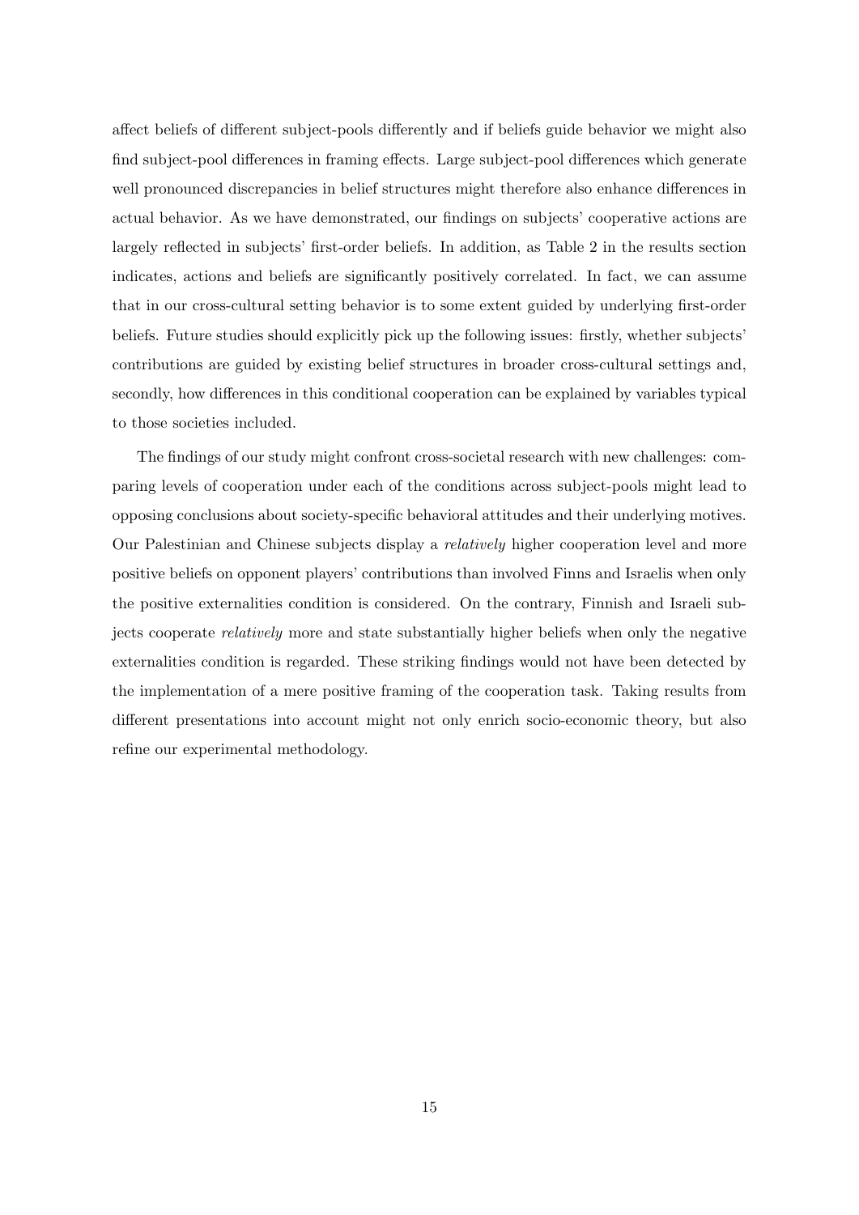affect beliefs of different subject-pools differently and if beliefs guide behavior we might also find subject-pool differences in framing effects. Large subject-pool differences which generate well pronounced discrepancies in belief structures might therefore also enhance differences in actual behavior. As we have demonstrated, our findings on subjects' cooperative actions are largely reflected in subjects' first-order beliefs. In addition, as Table 2 in the results section indicates, actions and beliefs are significantly positively correlated. In fact, we can assume that in our cross-cultural setting behavior is to some extent guided by underlying first-order beliefs. Future studies should explicitly pick up the following issues: firstly, whether subjects' contributions are guided by existing belief structures in broader cross-cultural settings and, secondly, how differences in this conditional cooperation can be explained by variables typical to those societies included.

The findings of our study might confront cross-societal research with new challenges: comparing levels of cooperation under each of the conditions across subject-pools might lead to opposing conclusions about society-specific behavioral attitudes and their underlying motives. Our Palestinian and Chinese subjects display a *relatively* higher cooperation level and more positive beliefs on opponent players' contributions than involved Finns and Israelis when only the positive externalities condition is considered. On the contrary, Finnish and Israeli subjects cooperate *relatively* more and state substantially higher beliefs when only the negative externalities condition is regarded. These striking findings would not have been detected by the implementation of a mere positive framing of the cooperation task. Taking results from different presentations into account might not only enrich socio-economic theory, but also refine our experimental methodology.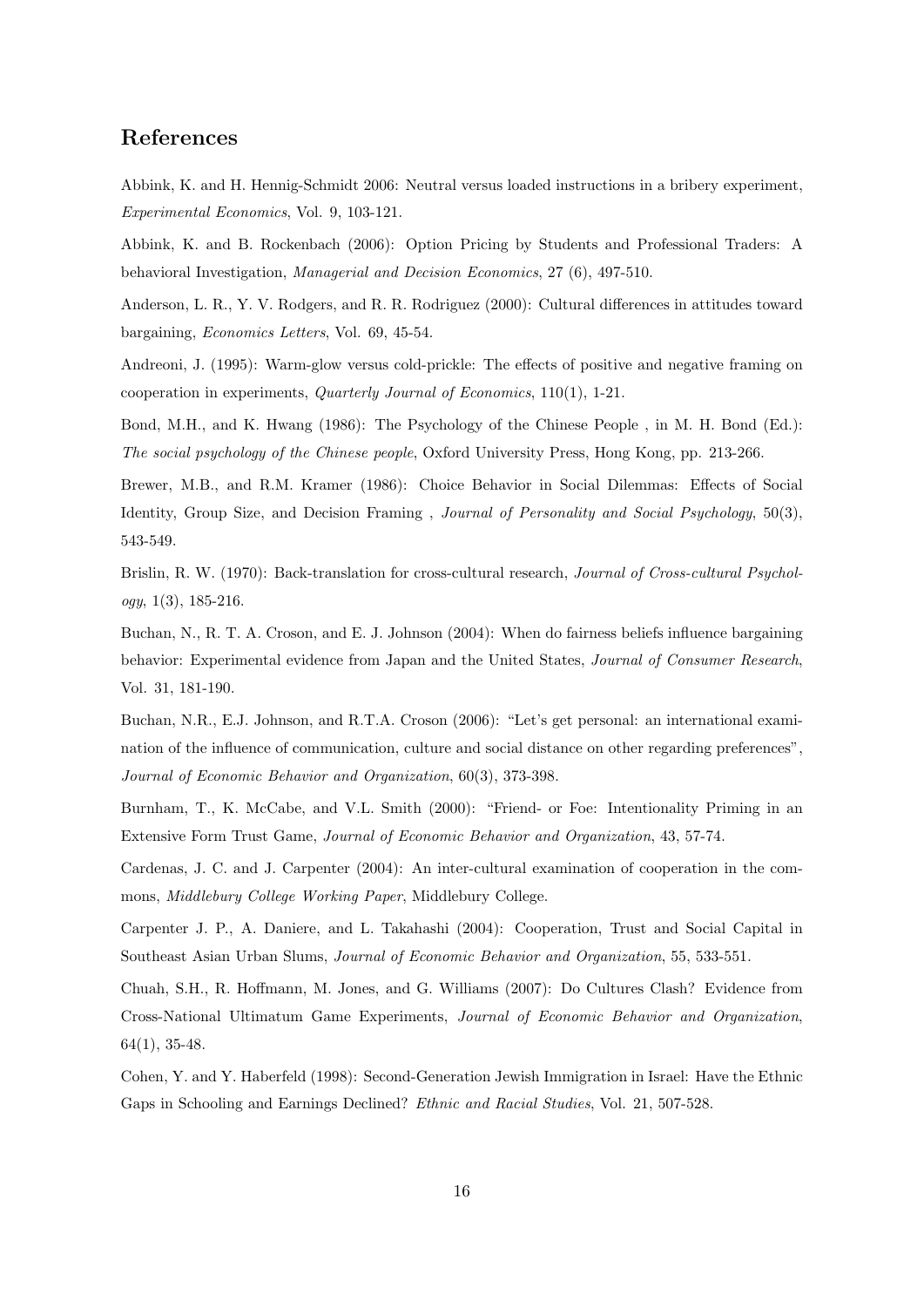## References

Abbink, K. and H. Hennig-Schmidt 2006: Neutral versus loaded instructions in a bribery experiment, *Experimental Economics*, Vol. 9, 103-121.

Abbink, K. and B. Rockenbach (2006): Option Pricing by Students and Professional Traders: A behavioral Investigation, *Managerial and Decision Economics*, 27 (6), 497-510.

Anderson, L. R., Y. V. Rodgers, and R. R. Rodriguez (2000): Cultural differences in attitudes toward bargaining, *Economics Letters*, Vol. 69, 45-54.

Andreoni, J. (1995): Warm-glow versus cold-prickle: The effects of positive and negative framing on cooperation in experiments, *Quarterly Journal of Economics*, 110(1), 1-21.

Bond, M.H., and K. Hwang (1986): The Psychology of the Chinese People , in M. H. Bond (Ed.): *The social psychology of the Chinese people*, Oxford University Press, Hong Kong, pp. 213-266.

Brewer, M.B., and R.M. Kramer (1986): Choice Behavior in Social Dilemmas: Effects of Social Identity, Group Size, and Decision Framing , *Journal of Personality and Social Psychology*, 50(3), 543-549.

Brislin, R. W. (1970): Back-translation for cross-cultural research, *Journal of Cross-cultural Psychology*, 1(3), 185-216.

Buchan, N., R. T. A. Croson, and E. J. Johnson (2004): When do fairness beliefs influence bargaining behavior: Experimental evidence from Japan and the United States, *Journal of Consumer Research*, Vol. 31, 181-190.

Buchan, N.R., E.J. Johnson, and R.T.A. Croson (2006): "Let's get personal: an international examination of the influence of communication, culture and social distance on other regarding preferences", *Journal of Economic Behavior and Organization*, 60(3), 373-398.

Burnham, T., K. McCabe, and V.L. Smith (2000): "Friend- or Foe: Intentionality Priming in an Extensive Form Trust Game, *Journal of Economic Behavior and Organization*, 43, 57-74.

Cardenas, J. C. and J. Carpenter (2004): An inter-cultural examination of cooperation in the commons, *Middlebury College Working Paper*, Middlebury College.

Carpenter J. P., A. Daniere, and L. Takahashi (2004): Cooperation, Trust and Social Capital in Southeast Asian Urban Slums, *Journal of Economic Behavior and Organization*, 55, 533-551.

Chuah, S.H., R. Hoffmann, M. Jones, and G. Williams (2007): Do Cultures Clash? Evidence from Cross-National Ultimatum Game Experiments, *Journal of Economic Behavior and Organization*, 64(1), 35-48.

Cohen, Y. and Y. Haberfeld (1998): Second-Generation Jewish Immigration in Israel: Have the Ethnic Gaps in Schooling and Earnings Declined? *Ethnic and Racial Studies*, Vol. 21, 507-528.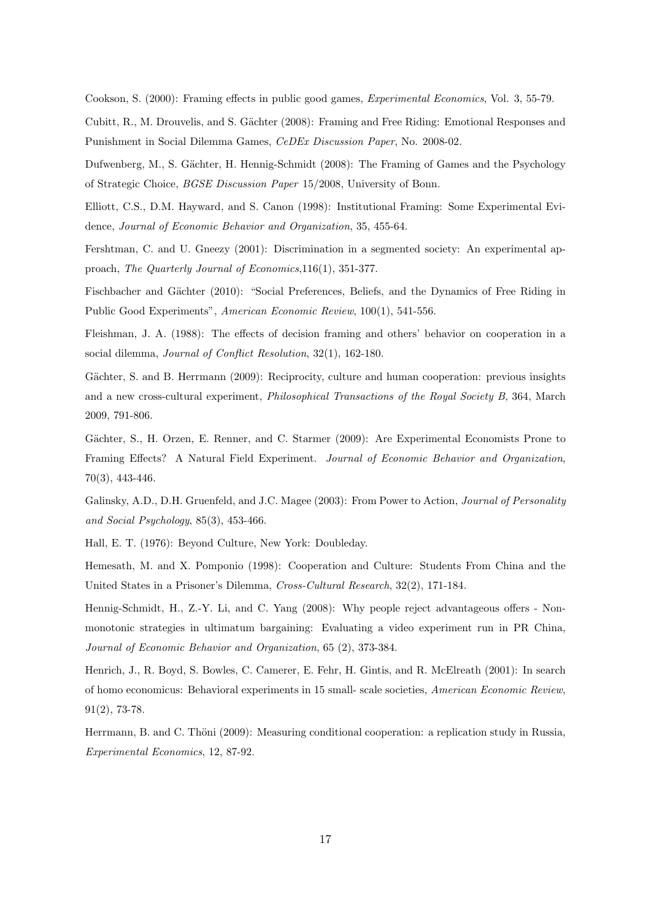Cookson, S. (2000): Framing effects in public good games, *Experimental Economics*, Vol. 3, 55-79.

Cubitt, R., M. Drouvelis, and S. Gächter (2008): Framing and Free Riding: Emotional Responses and Punishment in Social Dilemma Games, *CeDEx Discussion Paper*, No. 2008-02.

Dufwenberg, M., S. Gächter, H. Hennig-Schmidt (2008): The Framing of Games and the Psychology of Strategic Choice, *BGSE Discussion Paper* 15/2008, University of Bonn.

Elliott, C.S., D.M. Hayward, and S. Canon (1998): Institutional Framing: Some Experimental Evidence, *Journal of Economic Behavior and Organization*, 35, 455-64.

Fershtman, C. and U. Gneezy (2001): Discrimination in a segmented society: An experimental approach, *The Quarterly Journal of Economics*,116(1), 351-377.

Fischbacher and Gächter (2010): "Social Preferences, Beliefs, and the Dynamics of Free Riding in Public Good Experiments", *American Economic Review*, 100(1), 541-556.

Fleishman, J. A. (1988): The effects of decision framing and others' behavior on cooperation in a social dilemma, *Journal of Conflict Resolution*, 32(1), 162-180.

Gächter, S. and B. Herrmann (2009): Reciprocity, culture and human cooperation: previous insights and a new cross-cultural experiment, *Philosophical Transactions of the Royal Society B*, 364, March 2009, 791-806.

Gächter, S., H. Orzen, E. Renner, and C. Starmer (2009): Are Experimental Economists Prone to Framing Effects? A Natural Field Experiment. *Journal of Economic Behavior and Organization*, 70(3), 443-446.

Galinsky, A.D., D.H. Gruenfeld, and J.C. Magee (2003): From Power to Action, *Journal of Personality and Social Psychology*, 85(3), 453-466.

Hall, E. T. (1976): Beyond Culture, New York: Doubleday.

Hemesath, M. and X. Pomponio (1998): Cooperation and Culture: Students From China and the United States in a Prisoner's Dilemma, *Cross-Cultural Research*, 32(2), 171-184.

Hennig-Schmidt, H., Z.-Y. Li, and C. Yang (2008): Why people reject advantageous offers - Nonmonotonic strategies in ultimatum bargaining: Evaluating a video experiment run in PR China, *Journal of Economic Behavior and Organization*, 65 (2), 373-384.

Henrich, J., R. Boyd, S. Bowles, C. Camerer, E. Fehr, H. Gintis, and R. McElreath (2001): In search of homo economicus: Behavioral experiments in 15 small- scale societies, *American Economic Review*, 91(2), 73-78.

Herrmann, B. and C. Thöni (2009): Measuring conditional cooperation: a replication study in Russia, *Experimental Economics*, 12, 87-92.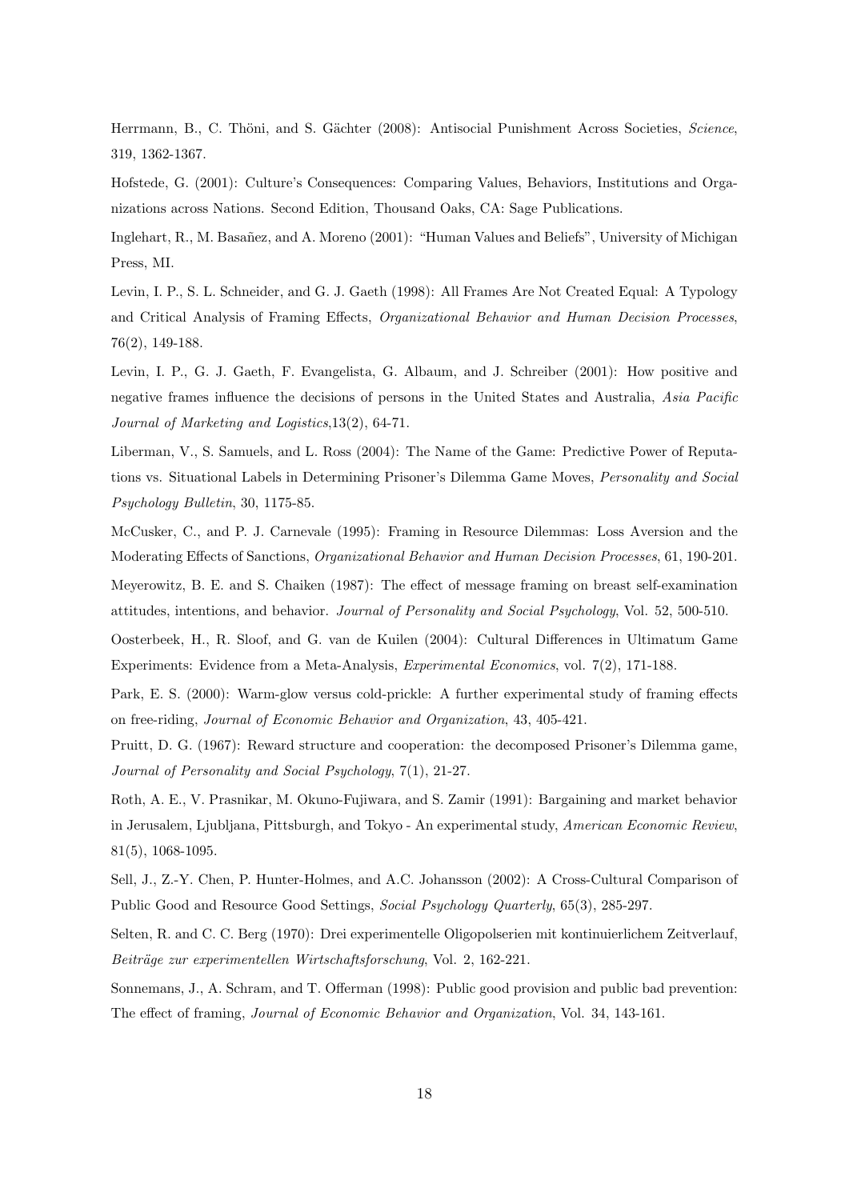Herrmann, B., C. Thöni, and S. Gächter (2008): Antisocial Punishment Across Societies, *Science*, 319, 1362-1367.

Hofstede, G. (2001): Culture's Consequences: Comparing Values, Behaviors, Institutions and Organizations across Nations. Second Edition, Thousand Oaks, CA: Sage Publications.

Inglehart, R., M. Basañez, and A. Moreno (2001): "Human Values and Beliefs", University of Michigan Press, MI.

Levin, I. P., S. L. Schneider, and G. J. Gaeth (1998): All Frames Are Not Created Equal: A Typology and Critical Analysis of Framing Effects, *Organizational Behavior and Human Decision Processes*, 76(2), 149-188.

Levin, I. P., G. J. Gaeth, F. Evangelista, G. Albaum, and J. Schreiber (2001): How positive and negative frames influence the decisions of persons in the United States and Australia, *Asia Pacific Journal of Marketing and Logistics*,13(2), 64-71.

Liberman, V., S. Samuels, and L. Ross (2004): The Name of the Game: Predictive Power of Reputations vs. Situational Labels in Determining Prisoner's Dilemma Game Moves, *Personality and Social Psychology Bulletin*, 30, 1175-85.

McCusker, C., and P. J. Carnevale (1995): Framing in Resource Dilemmas: Loss Aversion and the Moderating Effects of Sanctions, *Organizational Behavior and Human Decision Processes*, 61, 190-201.

Meyerowitz, B. E. and S. Chaiken (1987): The effect of message framing on breast self-examination attitudes, intentions, and behavior. *Journal of Personality and Social Psychology*, Vol. 52, 500-510.

Oosterbeek, H., R. Sloof, and G. van de Kuilen (2004): Cultural Differences in Ultimatum Game Experiments: Evidence from a Meta-Analysis, *Experimental Economics*, vol. 7(2), 171-188.

Park, E. S. (2000): Warm-glow versus cold-prickle: A further experimental study of framing effects on free-riding, *Journal of Economic Behavior and Organization*, 43, 405-421.

Pruitt, D. G. (1967): Reward structure and cooperation: the decomposed Prisoner's Dilemma game, *Journal of Personality and Social Psychology*, 7(1), 21-27.

Roth, A. E., V. Prasnikar, M. Okuno-Fujiwara, and S. Zamir (1991): Bargaining and market behavior in Jerusalem, Ljubljana, Pittsburgh, and Tokyo - An experimental study, *American Economic Review*, 81(5), 1068-1095.

Sell, J., Z.-Y. Chen, P. Hunter-Holmes, and A.C. Johansson (2002): A Cross-Cultural Comparison of Public Good and Resource Good Settings, *Social Psychology Quarterly*, 65(3), 285-297.

Selten, R. and C. C. Berg (1970): Drei experimentelle Oligopolserien mit kontinuierlichem Zeitverlauf, *Beiträge zur experimentellen Wirtschaftsforschung*, Vol. 2, 162-221.

Sonnemans, J., A. Schram, and T. Offerman (1998): Public good provision and public bad prevention: The effect of framing, *Journal of Economic Behavior and Organization*, Vol. 34, 143-161.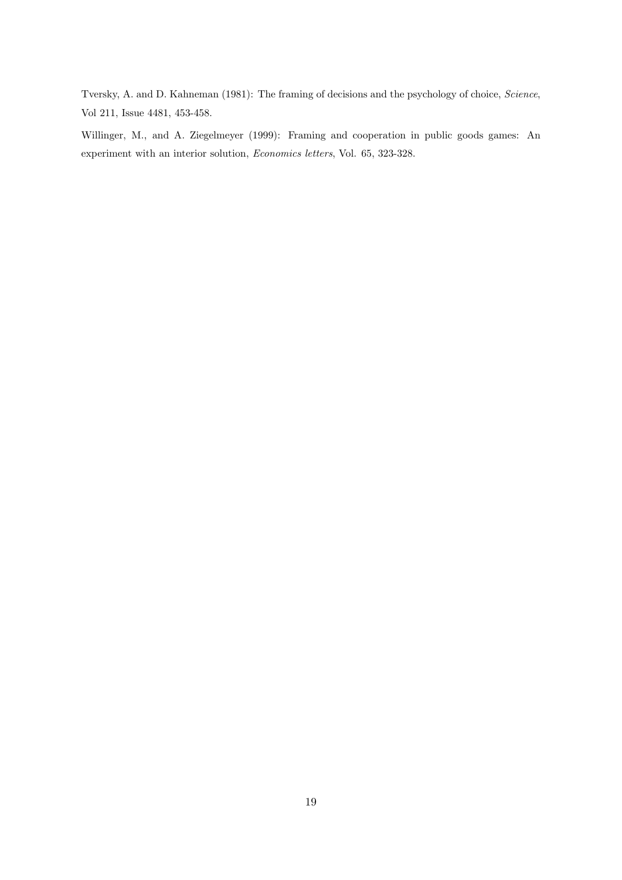Tversky, A. and D. Kahneman (1981): The framing of decisions and the psychology of choice, *Science*, Vol 211, Issue 4481, 453-458.

Willinger, M., and A. Ziegelmeyer (1999): Framing and cooperation in public goods games: An experiment with an interior solution, *Economics letters*, Vol. 65, 323-328.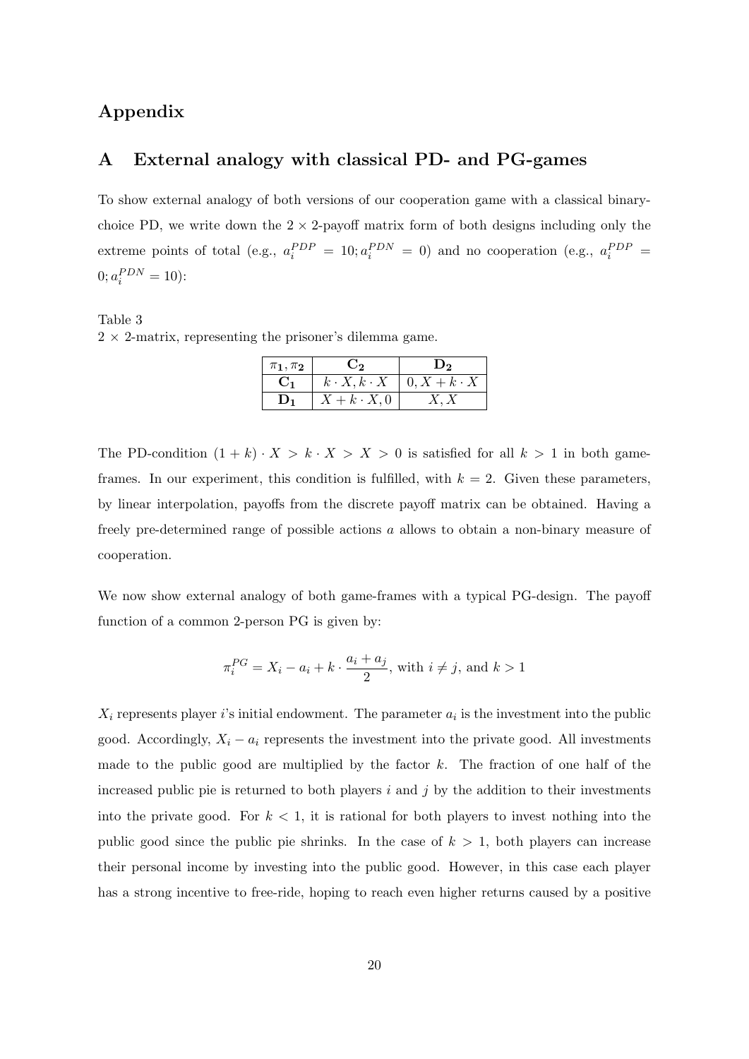# Appendix

## A External analogy with classical PD- and PG-games

To show external analogy of both versions of our cooperation game with a classical binary-choice PD, we write down the $2 \times 2$-payoff matrix form of both designs including only the extreme points of total (e.g., $a_i^{PDP} = 10; a_i^{PDN} = 0$) and no cooperation (e.g., $a_i^{PDP} = 0; a_i^{PDN} = 10$):

Table 3
$2 \times 2$-matrix, representing the prisoner's dilemma game.

| $\pi_1, \pi_2$ | $\mathbf{C_2}$ | $\mathbf{D_2}$ |
|---|---|---|
| $\mathbf{C_1}$ | $k \cdot X, k \cdot X$ | $0, X + k \cdot X$ |
| $\mathbf{D_1}$ | $X + k \cdot X, 0$ | $X, X$ |

The PD-condition $(1 + k) \cdot X > k \cdot X > X > 0$ is satisfied for all $k > 1$ in both game-frames. In our experiment, this condition is fulfilled, with $k = 2$. Given these parameters, by linear interpolation, payoffs from the discrete payoff matrix can be obtained. Having a freely pre-determined range of possible actions $a$ allows to obtain a non-binary measure of cooperation.

We now show external analogy of both game-frames with a typical PG-design. The payoff function of a common 2-person PG is given by:

$$\pi_i^{PG} = X_i - a_i + k \cdot \frac{a_i + a_j}{2}, \text{ with } i \neq j, \text{ and } k > 1$$

$X_i$ represents player $i$'s initial endowment. The parameter $a_i$ is the investment into the public good. Accordingly, $X_i - a_i$ represents the investment into the private good. All investments made to the public good are multiplied by the factor $k$. The fraction of one half of the increased public pie is returned to both players $i$ and $j$ by the addition to their investments into the private good. For $k < 1$, it is rational for both players to invest nothing into the public good since the public pie shrinks. In the case of $k > 1$, both players can increase their personal income by investing into the public good. However, in this case each player has a strong incentive to free-ride, hoping to reach even higher returns caused by a positive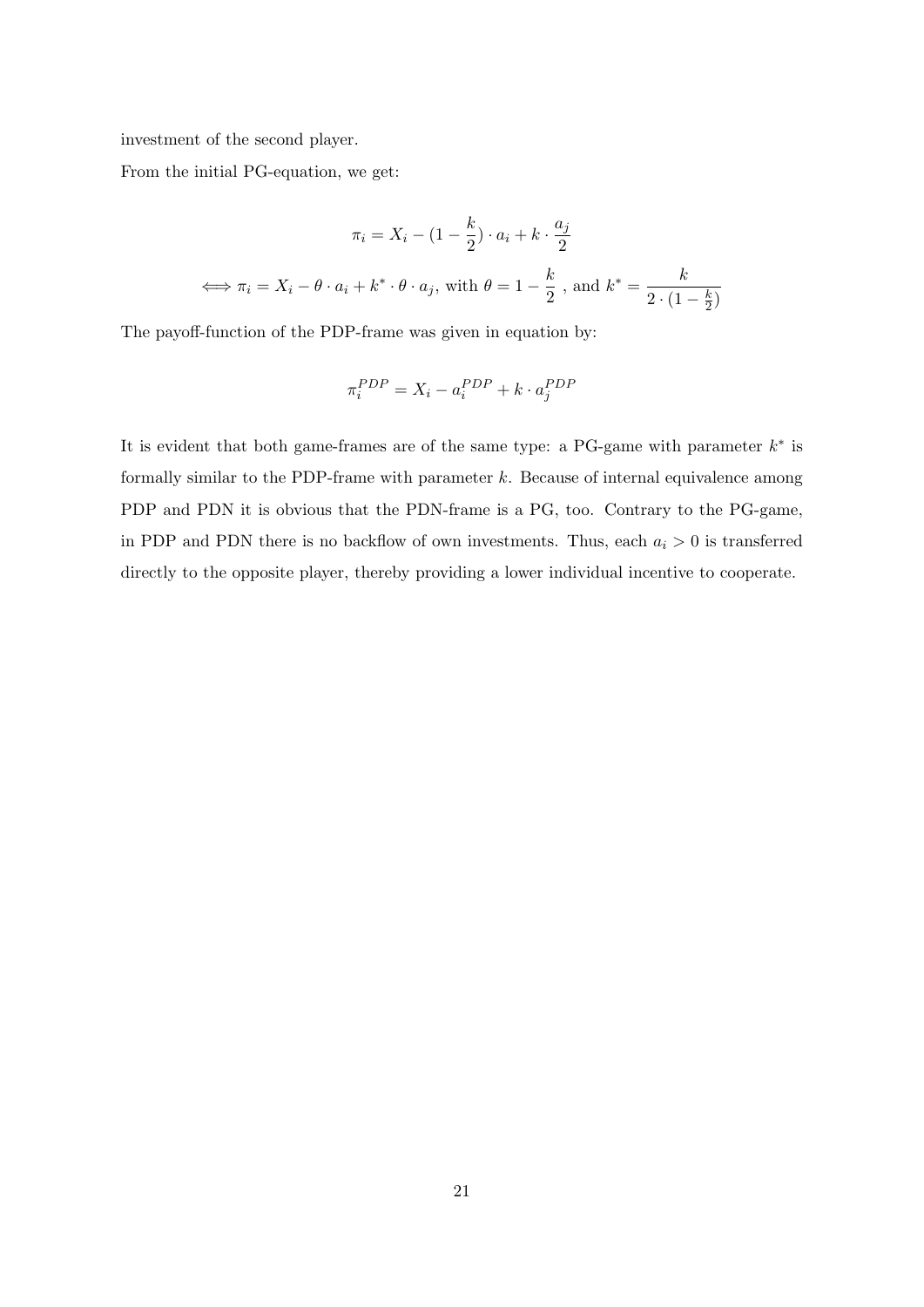investment of the second player.

From the initial PG-equation, we get:

$$\pi_i = X_i - (1 - \frac{k}{2}) \cdot a_i + k \cdot \frac{a_j}{2}$$

$$\Longleftrightarrow \pi_i = X_i - \theta \cdot a_i + k^* \cdot \theta \cdot a_j, \text{ with } \theta = 1 - \frac{k}{2} \text{ , and } k^* = \frac{k}{2 \cdot (1 - \frac{k}{2})}$$

The payoff-function of the PDP-frame was given in equation by:

$$\pi_i^{PDP} = X_i - a_i^{PDP} + k \cdot a_j^{PDP}$$

It is evident that both game-frames are of the same type: a PG-game with parameter $k^*$ is formally similar to the PDP-frame with parameter $k$. Because of internal equivalence among PDP and PDN it is obvious that the PDN-frame is a PG, too. Contrary to the PG-game, in PDP and PDN there is no backflow of own investments. Thus, each $a_i > 0$ is transferred directly to the opposite player, thereby providing a lower individual incentive to cooperate.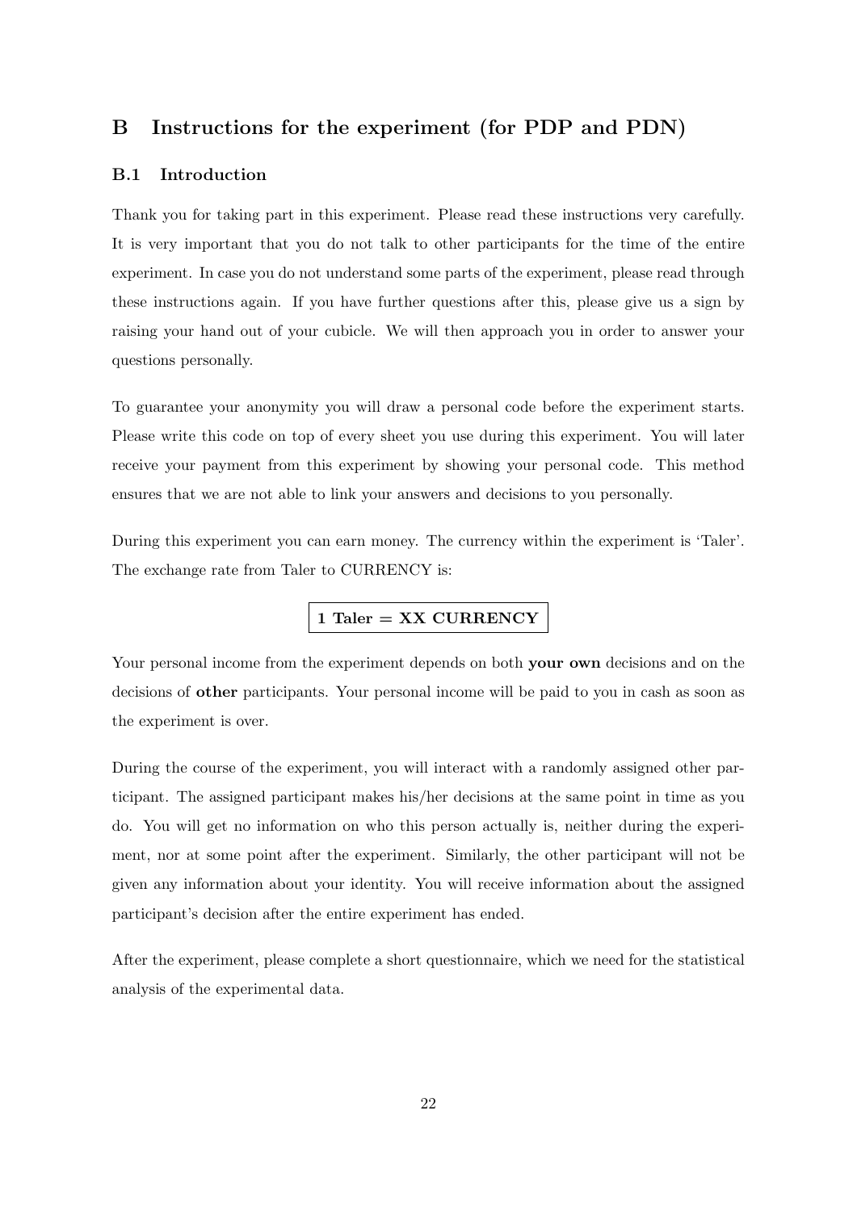# B Instructions for the experiment (for PDP and PDN)

## B.1 Introduction

Thank you for taking part in this experiment. Please read these instructions very carefully. It is very important that you do not talk to other participants for the time of the entire experiment. In case you do not understand some parts of the experiment, please read through these instructions again. If you have further questions after this, please give us a sign by raising your hand out of your cubicle. We will then approach you in order to answer your questions personally.

To guarantee your anonymity you will draw a personal code before the experiment starts. Please write this code on top of every sheet you use during this experiment. You will later receive your payment from this experiment by showing your personal code. This method ensures that we are not able to link your answers and decisions to you personally.

During this experiment you can earn money. The currency within the experiment is 'Taler'. The exchange rate from Taler to CURRENCY is:

**1 Taler = XX CURRENCY**

Your personal income from the experiment depends on both **your own** decisions and on the decisions of **other** participants. Your personal income will be paid to you in cash as soon as the experiment is over.

During the course of the experiment, you will interact with a randomly assigned other participant. The assigned participant makes his/her decisions at the same point in time as you do. You will get no information on who this person actually is, neither during the experiment, nor at some point after the experiment. Similarly, the other participant will not be given any information about your identity. You will receive information about the assigned participant's decision after the entire experiment has ended.

After the experiment, please complete a short questionnaire, which we need for the statistical analysis of the experimental data.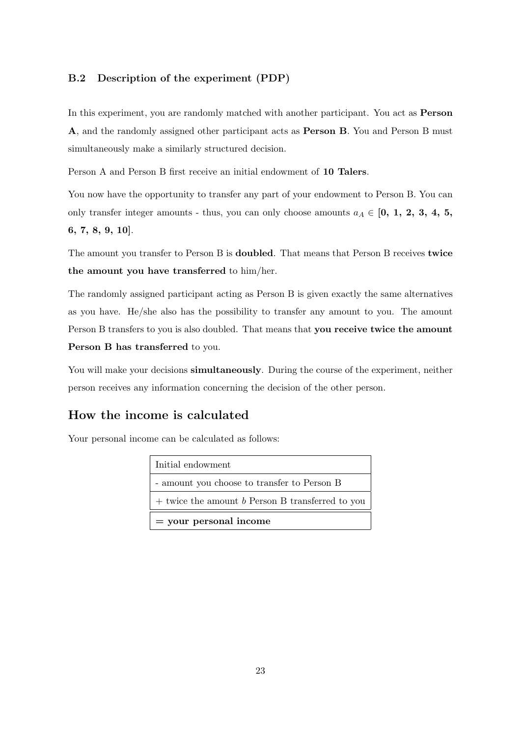### B.2 Description of the experiment (PDP)

In this experiment, you are randomly matched with another participant. You act as **Person A**, and the randomly assigned other participant acts as **Person B**. You and Person B must simultaneously make a similarly structured decision.

Person A and Person B first receive an initial endowment of **10 Talers**.

You now have the opportunity to transfer any part of your endowment to Person B. You can only transfer integer amounts - thus, you can only choose amounts $a_A \in$ [**0, 1, 2, 3, 4, 5, 6, 7, 8, 9, 10**].

The amount you transfer to Person B is **doubled**. That means that Person B receives **twice the amount you have transferred** to him/her.

The randomly assigned participant acting as Person B is given exactly the same alternatives as you have. He/she also has the possibility to transfer any amount to you. The amount Person B transfers to you is also doubled. That means that **you receive twice the amount Person B has transferred** to you.

You will make your decisions **simultaneously**. During the course of the experiment, neither person receives any information concerning the decision of the other person.

## How the income is calculated

Your personal income can be calculated as follows:

| Initial endowment |
|---|
| - amount you choose to transfer to Person B |
| + twice the amount $b$ Person B transferred to you |
| **= your personal income** |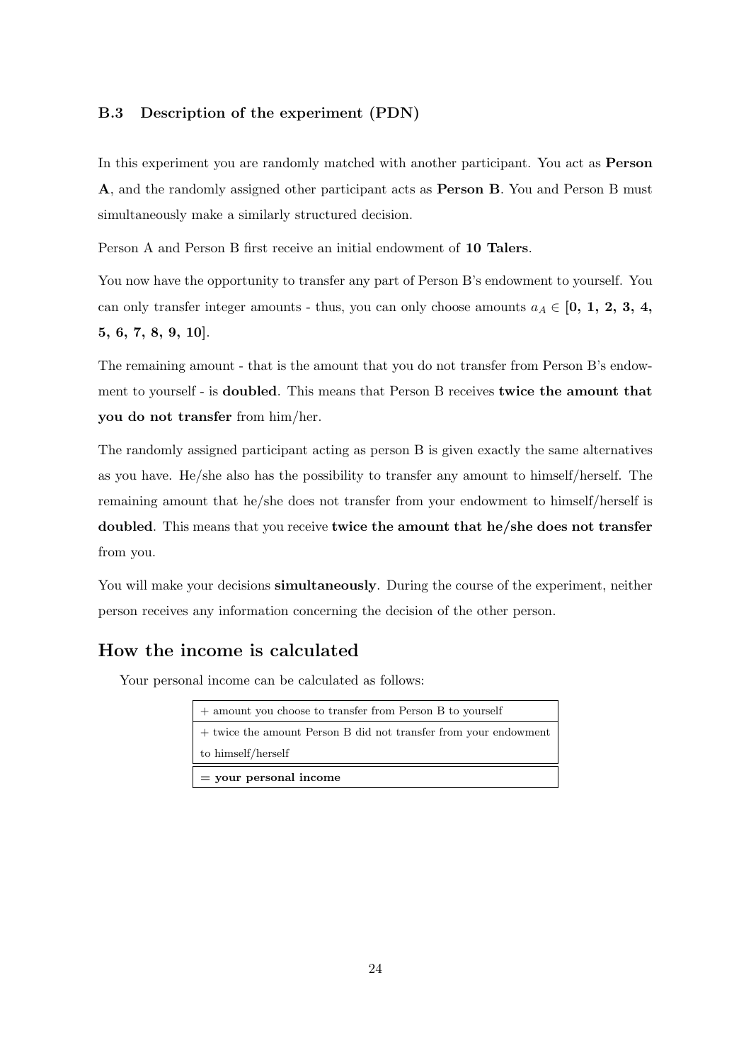### B.3 Description of the experiment (PDN)

In this experiment you are randomly matched with another participant. You act as **Person A**, and the randomly assigned other participant acts as **Person B**. You and Person B must simultaneously make a similarly structured decision.

Person A and Person B first receive an initial endowment of **10 Talers**.

You now have the opportunity to transfer any part of Person B's endowment to yourself. You can only transfer integer amounts - thus, you can only choose amounts $a_A \in$ [**0, 1, 2, 3, 4, 5, 6, 7, 8, 9, 10**].

The remaining amount - that is the amount that you do not transfer from Person B's endowment to yourself - is **doubled**. This means that Person B receives **twice the amount that you do not transfer** from him/her.

The randomly assigned participant acting as person B is given exactly the same alternatives as you have. He/she also has the possibility to transfer any amount to himself/herself. The remaining amount that he/she does not transfer from your endowment to himself/herself is **doubled**. This means that you receive **twice the amount that he/she does not transfer** from you.

You will make your decisions **simultaneously**. During the course of the experiment, neither person receives any information concerning the decision of the other person.

## How the income is calculated

Your personal income can be calculated as follows:

| |
|---|
| + amount you choose to transfer from Person B to yourself |
| + twice the amount Person B did not transfer from your endowment to himself/herself |
| **= your personal income** |